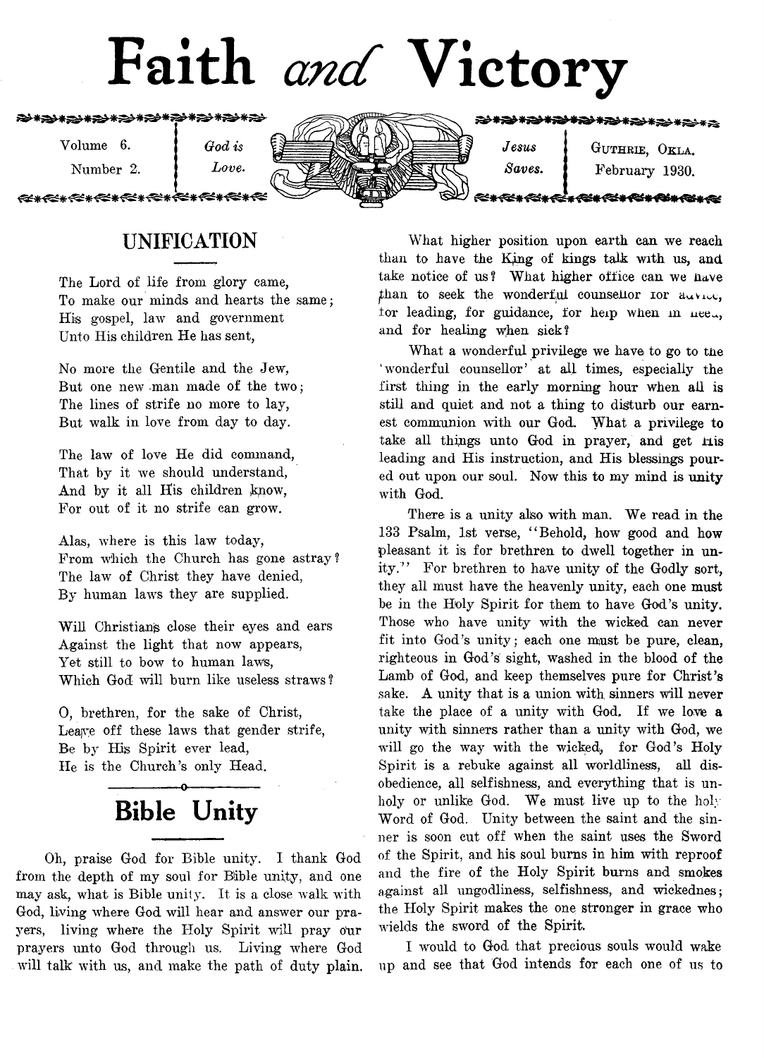# Faith *and* Victory

Volume 6. Number 2. | *God is Love.* | *Jesus Saves.* | GUTHRIE, OKLA. February 1930.

## UNIFICATION

The Lord of life from glory came,
To make our minds and hearts the same;
His gospel, law and government
Unto His children He has sent,

No more the Gentile and the Jew,
But one new man made of the two;
The lines of strife no more to lay,
But walk in love from day to day.

The law of love He did command,
That by it we should understand,
And by it all His children know,
For out of it no strife can grow.

Alas, where is this law today,
From which the Church has gone astray?
The law of Christ they have denied,
By human laws they are supplied.

Will Christians close their eyes and ears
Against the light that now appears,
Yet still to bow to human laws,
Which God will burn like useless straws?

O, brethren, for the sake of Christ,
Leave off these laws that gender strife,
Be by His Spirit ever lead,
He is the Church's only Head.

---

## Bible Unity

Oh, praise God for Bible unity. I thank God from the depth of my soul for Bible unity, and one may ask, what is Bible unity. It is a close walk with God, living where God will hear and answer our prayers, living where the Holy Spirit will pray our prayers unto God through us. Living where God will talk with us, and make the path of duty plain. What higher position upon earth can we reach than to have the King of kings talk with us, and take notice of us? What higher office can we have than to seek the wonderful counsellor for advice, for leading, for guidance, for help when in need, and for healing when sick?

What a wonderful privilege we have to go to the 'wonderful counsellor' at all times, especially the first thing in the early morning hour when all is still and quiet and not a thing to disturb our earnest communion with our God. What a privilege to take all things unto God in prayer, and get His leading and His instruction, and His blessings poured out upon our soul. Now this to my mind is unity with God.

There is a unity also with man. We read in the 133 Psalm, 1st verse, "Behold, how good and how pleasant it is for brethren to dwell together in unity." For brethren to have unity of the Godly sort, they all must have the heavenly unity, each one must be in the Holy Spirit for them to have God's unity. Those who have unity with the wicked can never fit into God's unity; each one must be pure, clean, righteous in God's sight, washed in the blood of the Lamb of God, and keep themselves pure for Christ's sake. A unity that is a union with sinners will never take the place of a unity with God. If we love a unity with sinners rather than a unity with God, we will go the way with the wicked, for God's Holy Spirit is a rebuke against all worldliness, all disobedience, all selfishness, and everything that is unholy or unlike God. We must live up to the holy Word of God. Unity between the saint and the sinner is soon cut off when the saint uses the Sword of the Spirit, and his soul burns in him with reproof and the fire of the Holy Spirit burns and smokes against all ungodliness, selfishness, and wickednes; the Holy Spirit makes the one stronger in grace who wields the sword of the Spirit.

I would to God that precious souls would wake up and see that God intends for each one of us to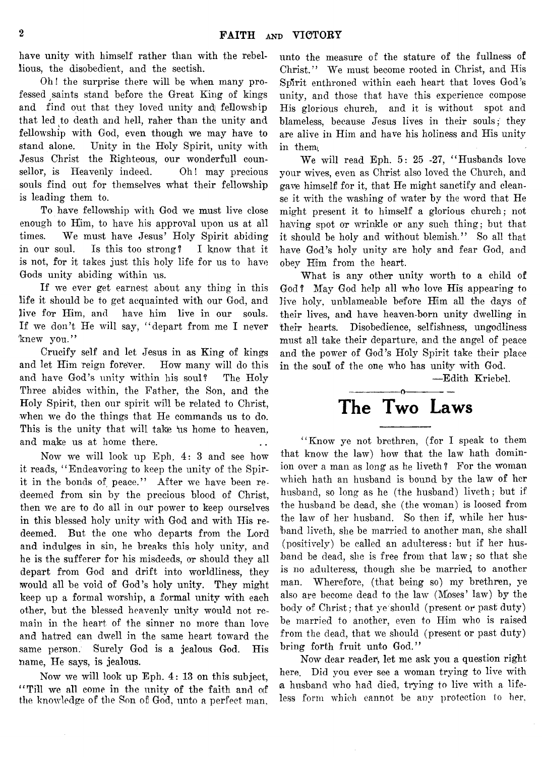have unity with himself rather than with the rebellious, the disobedient, and the sectish.

Oh! the surprise there will be when many professed saints stand before the Great King of kings and find out that they loved unity and fellowship that led to death and hell, raher than the unity and fellowship with God, even though we may have to stand alone. Unity in the Holy Spirit, unity with Jesus Christ the Righteous, our wonderfull counsellor, is Heavenly indeed. Oh! may precious souls find out for themselves what their fellowship is leading them to.

To have fellowship with God we must live close enough to Him, to have his approval upon us at all times. We must have Jesus' Holy Spirit abiding in our soul. Is this too strong? I know that it is not, for it takes just this holy life for us to have Gods unity abiding within us.

If we ever get earnest about any thing in this life it should be to get acquainted with our God, and live for Him, and have him live in our souls. If we don't He will say, "depart from me I never knew you."

Crucify self and let Jesus in as King of kings and let Him reign forever. How many will do this and have God's unity within his soul? The Holy Three abides within, the Father, the Son, and the Holy Spirit, then our spirit will be related to Christ, when we do the things that He commands us to do. This is the unity that will take us home to heaven, and make us at home there.

Now we will look up Eph. 4: 3 and see how it reads, "Endeavoring to keep the unity of the Spirit in the bonds of peace." After we have been redeemed from sin by the precious blood of Christ, then we are to do all in our power to keep ourselves in this blessed holy unity with God and with His redeemed. But the one who departs from the Lord and indulges in sin, he breaks this holy unity, and he is the sufferer for his misdeeds, or should they all depart from God and drift into worldliness, they would all be void of God's holy unity. They might keep up a formal worship, a formal unity with each other, but the blessed heavenly unity would not remain in the heart of the sinner no more than love and hatred can dwell in the same heart toward the same person. Surely God is a jealous God. His name, He says, is jealous.

Now we will look up Eph. 4: 13 on this subject, "Till we all come in the unity of the faith and of the knowledge of the Son of God, unto a perfect man, unto the measure of the stature of the fullness of Christ." We must become rooted in Christ, and His Spirit enthroned within each heart that loves God's unity, and those that have this experience compose His glorious church, and it is without spot and blameless, because Jesus lives in their souls; they are alive in Him and have his holiness and His unity in them.

We will read Eph. 5: 25 -27, "Husbands love your wives, even as Christ also loved the Church, and gave himself for it, that He might sanctify and cleanse it with the washing of water by the word that He might present it to himself a glorious church; not having spot or wrinkle or any such thing; but that it should be holy and without blemish." So all that have God's holy unity are holy and fear God, and obey Him from the heart.

What is any other unity worth to a child of God? May God help all who love His appearing to live holy, unblameable before Him all the days of their lives, and have heaven-born unity dwelling in their hearts. Disobedience, selfishness, ungodliness must all take their departure, and the angel of peace and the power of God's Holy Spirit take their place in the soul of the one who has unity with God.

—Edith Kriebel.

# The Two Laws

"Know ye not brethren, (for I speak to them that know the law) how that the law hath dominion over a man as long as he liveth? For the woman which hath an husband is bound by the law of her husband, so long as he (the husband) liveth; but if the husband be dead, she (the woman) is loosed from the law of her husband. So then if, while her husband liveth, she be married to another man, she shall (positively) be called an adulteress: but if her husband be dead, she is free from that law; so that she is no adulteress, though she be married to another man. Wherefore, (that being so) my brethren, ye also are become dead to the law (Moses' law) by the body of Christ; that ye should (present or past duty) be married to another, even to Him who is raised from the dead, that we should (present or past duty) bring forth fruit unto God."

Now dear reader, let me ask you a question right here. Did you ever see a woman trying to live with a husband who had died, trying to live with a lifeless form which cannot be any protection to her,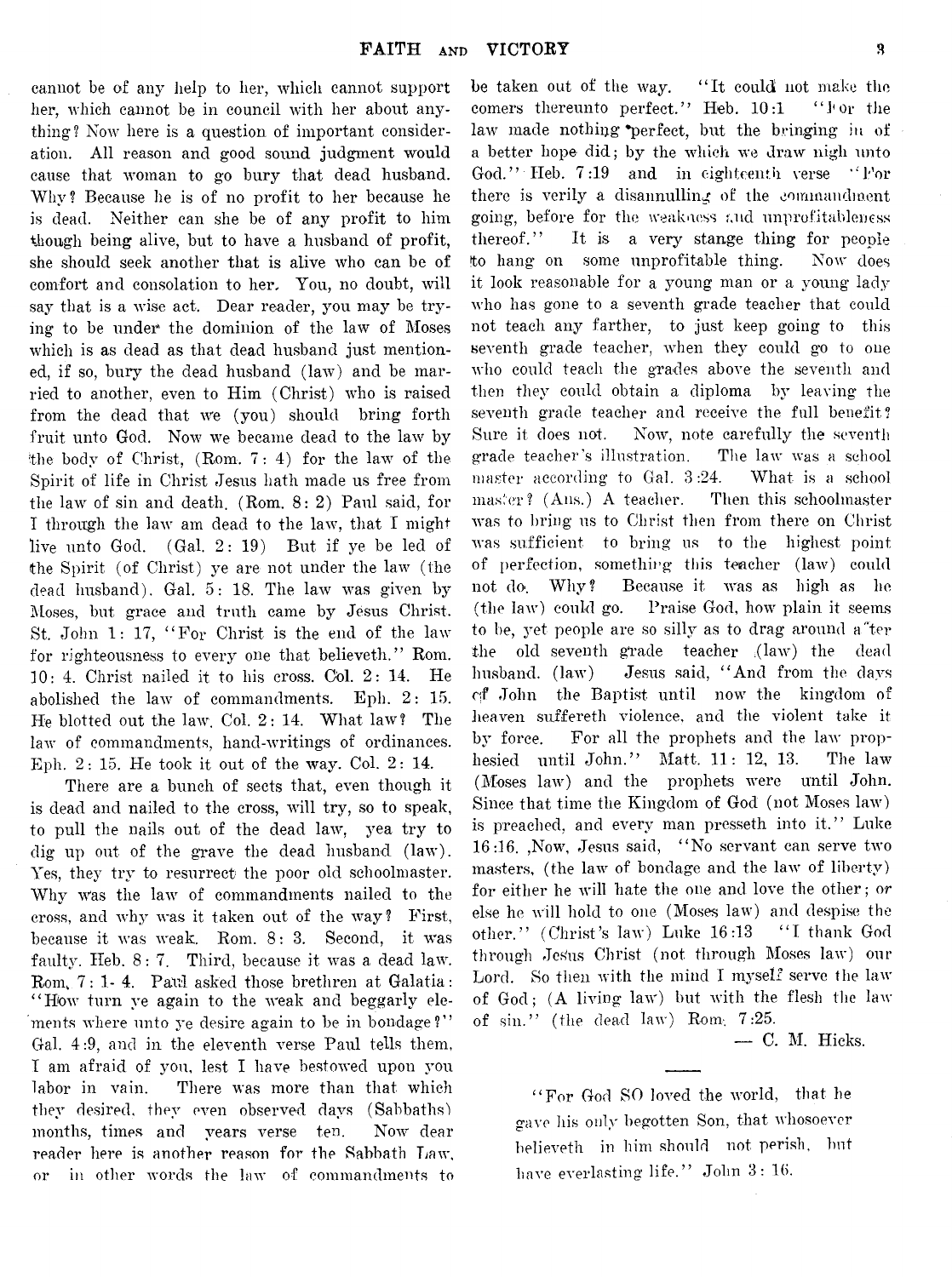cannot be of any help to her, which cannot support her, which cannot be in council with her about anything? Now here is a question of important consideration. All reason and good sound judgment would cause that woman to go bury that dead husband. Why? Because he is of no profit to her because he is dead. Neither can she be of any profit to him though being alive, but to have a husband of profit, she should seek another that is alive who can be of comfort and consolation to her. You, no doubt, will say that is a wise act. Dear reader, you may be trying to be under the dominion of the law of Moses which is as dead as that dead husband just mentioned, if so, bury the dead husband (law) and be married to another, even to Him (Christ) who is raised from the dead that we (you) should bring forth fruit unto God. Now we became dead to the law by the body of Christ, (Rom. 7: 4) for the law of the Spirit of life in Christ Jesus hath made us free from the law of sin and death. (Rom. 8: 2) Paul said, for I through the law am dead to the law, that I might live unto God. (Gal. 2: 19) But if ye be led of the Spirit (of Christ) ye are not under the law (the dead husband). Gal. 5: 18. The law was given by Moses, but grace and truth came by Jesus Christ. St. John 1: 17, "For Christ is the end of the law for righteousness to every one that believeth." Rom. 10: 4. Christ nailed it to his cross. Col. 2: 14. He abolished the law of commandments. Eph. 2: 15. He blotted out the law. Col. 2: 14. What law? The law of commandments, hand-writings of ordinances. Eph. 2: 15. He took it out of the way. Col. 2: 14.

There are a bunch of sects that, even though it is dead and nailed to the cross, will try, so to speak, to pull the nails out of the dead law, yea try to dig up out of the grave the dead husband (law). Yes, they try to resurrect the poor old schoolmaster. Why was the law of commandments nailed to the cross, and why was it taken out of the way? First, because it was weak. Rom. 8: 3. Second, it was faulty. Heb. 8: 7. Third, because it was a dead law. Rom. 7: 1- 4. Paul asked those brethren at Galatia: "How turn ye again to the weak and beggarly elements where unto ye desire again to be in bondage?" Gal. 4:9, and in the eleventh verse Paul tells them, I am afraid of you, lest I have bestowed upon you labor in vain. There was more than that which they desired, they even observed days (Sabbaths) months, times and years verse ten. Now dear reader here is another reason for the Sabbath Law, or in other words the law of commandments to be taken out of the way. "It could not make the comers thereunto perfect." Heb. 10:1 "For the law made nothing perfect, but the bringing in of a better hope did; by the which we draw nigh unto God." Heb. 7:19 and in eighteenth verse "For there is verily a disannulling of the commandment going before for the weakness and unprofitableness thereof." It is a very stange thing for people to hang on some unprofitable thing. Now does it look reasonable for a young man or a young lady who has gone to a seventh grade teacher that could not teach any farther, to just keep going to this seventh grade teacher, when they could go to one who could teach the grades above the seventh and then they could obtain a diploma by leaving the seventh grade teacher and receive the full benefit? Sure it does not. Now, note carefully the seventh grade teacher's illustration. The law was a school master according to Gal. 3:24. What is a school master? (Ans.) A teacher. Then this schoolmaster was to bring us to Christ then from there on Christ was sufficient to bring us to the highest point of perfection, something this teacher (law) could not do. Why? Because it was as high as he (the law) could go. Praise God, how plain it seems to be, yet people are so silly as to drag around a"ter the old seventh grade teacher (law) the dead husband. (law) Jesus said, "And from the days of John the Baptist until now the kingdom of heaven suffereth violence, and the violent take it by force. For all the prophets and the law prophesied until John." Matt. 11: 12, 13. The law (Moses law) and the prophets were until John. Since that time the Kingdom of God (not Moses law) is preached, and every man presseth into it." Luke 16:16. Now, Jesus said, "No servant can serve two masters, (the law of bondage and the law of liberty) for either he will hate the one and love the other; or else he will hold to one (Moses law) and despise the other." (Christ's law) Luke 16:13 "I thank God through Jesus Christ (not through Moses law) our Lord. So then with the mind I myself serve the law of God; (A living law) but with the flesh the law of sin." (the dead law) Rom. 7:25.

— C. M. Hicks.

---

"For God SO loved the world, that he gave his only begotten Son, that whosoever believeth in him should not perish, but have everlasting life." John 3: 16.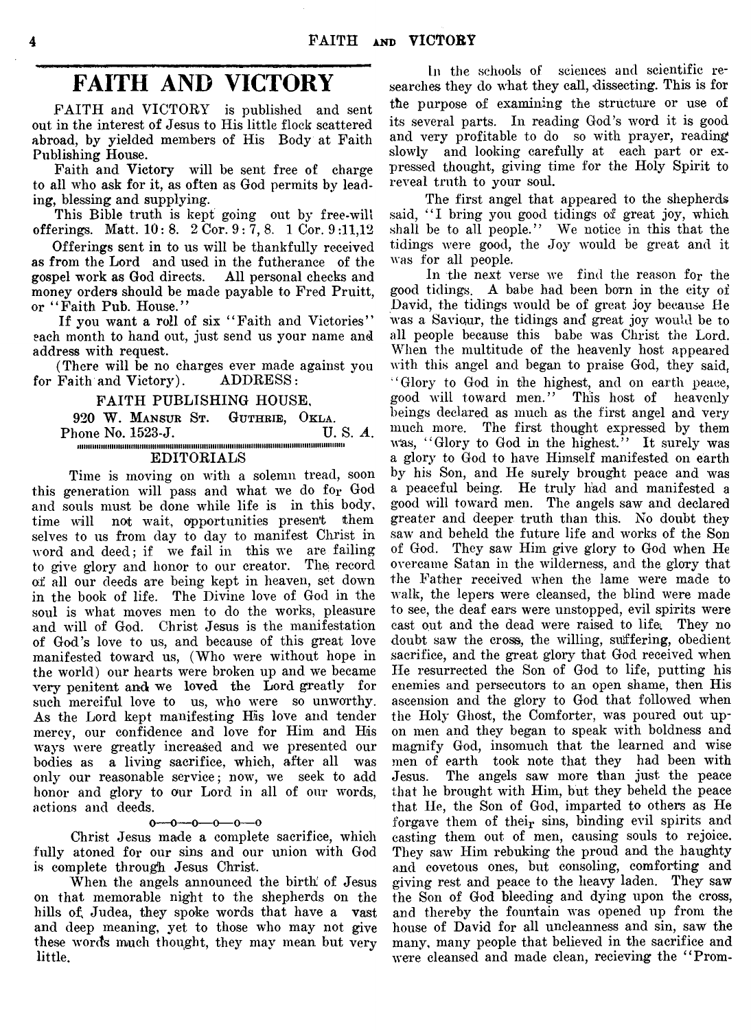# FAITH AND VICTORY

FAITH and VICTORY is published and sent out in the interest of Jesus to His little flock scattered abroad, by yielded members of His Body at Faith Publishing House.

Faith and Victory will be sent free of charge to all who ask for it, as often as God permits by leading, blessing and supplying.

This Bible truth is kept going out by free-will offerings. Matt. 10: 8. 2 Cor. 9: 7, 8. 1 Cor. 9:11,12

Offerings sent in to us will be thankfully received as from the Lord and used in the futherance of the gospel work as God directs. All personal checks and money orders should be made payable to Fred Pruitt, or "Faith Pub. House."

If you want a roll of six "Faith and Victories" each month to hand out, just send us your name and address with request.

(There will be no charges ever made against you for Faith and Victory). ADDRESS:

FAITH PUBLISHING HOUSE,
920 W. MANSUR ST. GUTHRIE, OKLA.
Phone No. 1523-J. U. S. A.

## EDITORIALS

Time is moving on with a solemn tread, soon this generation will pass and what we do for God and souls must be done while life is in this body, time will not wait, opportunities present them selves to us from day to day to manifest Christ in word and deed; if we fail in this we are failing to give glory and honor to our creator. The record of all our deeds are being kept in heaven, set down in the book of life. The Divine love of God in the soul is what moves men to do the works, pleasure and will of God. Christ Jesus is the manifestation of God's love to us, and because of this great love manifested toward us, (Who were without hope in the world) our hearts were broken up and we became very penitent and we loved the Lord greatly for such merciful love to us, who were so unworthy. As the Lord kept manifesting His love and tender mercy, our confidence and love for Him and His ways were greatly increased and we presented our bodies as a living sacrifice, which, after all was only our reasonable service; now, we seek to add honor and glory to our Lord in all of our words, actions and deeds.

o—o—o—o—o—o

Christ Jesus made a complete sacrifice, which fully atoned for our sins and our union with God is complete through Jesus Christ.

When the angels announced the birth of Jesus on that memorable night to the shepherds on the hills of Judea, they spoke words that have a vast and deep meaning, yet to those who may not give these words much thought, they may mean but very little.

In the schools of sciences and scientific researches they do what they call, dissecting. This is for the purpose of examining the structure or use of its several parts. In reading God's word it is good and very profitable to do so with prayer, reading slowly and looking carefully at each part or expressed thought, giving time for the Holy Spirit to reveal truth to your soul.

The first angel that appeared to the shepherds said, "I bring you good tidings of great joy, which shall be to all people." We notice in this that the tidings were good, the Joy would be great and it was for all people.

In the next verse we find the reason for the good tidings. A babe had been born in the city of David, the tidings would be of great joy because He was a Saviour, the tidings and great joy would be to all people because this babe was Christ the Lord. When the multitude of the heavenly host appeared with this angel and began to praise God, they said, "Glory to God in the highest, and on earth peace, good will toward men." This host of heavenly beings declared as much as the first angel and very much more. The first thought expressed by them was, "Glory to God in the highest." It surely was a glory to God to have Himself manifested on earth by his Son, and He surely brought peace and was a peaceful being. He truly had and manifested a good will toward men. The angels saw and declared greater and deeper truth than this. No doubt they saw and beheld the future life and works of the Son of God. They saw Him give glory to God when He overcame Satan in the wilderness, and the glory that the Father received when the lame were made to walk, the lepers were cleansed, the blind were made to see, the deaf ears were unstopped, evil spirits were cast out and the dead were raised to life. They no doubt saw the cross, the willing, suffering, obedient sacrifice, and the great glory that God received when He resurrected the Son of God to life, putting his enemies and persecutors to an open shame, then His ascension and the glory to God that followed when the Holy Ghost, the Comforter, was poured out upon men and they began to speak with boldness and magnify God, insomuch that the learned and wise men of earth took note that they had been with Jesus. The angels saw more than just the peace that he brought with Him, but they beheld the peace that He, the Son of God, imparted to others as He forgave them of their sins, binding evil spirits and casting them out of men, causing souls to rejoice. They saw Him rebuking the proud and the haughty and covetous ones, but consoling, comforting and giving rest and peace to the heavy laden. They saw the Son of God bleeding and dying upon the cross, and thereby the fountain was opened up from the house of David for all uncleanness and sin, saw the many, many people that believed in the sacrifice and were cleansed and made clean, recieving the "Prom-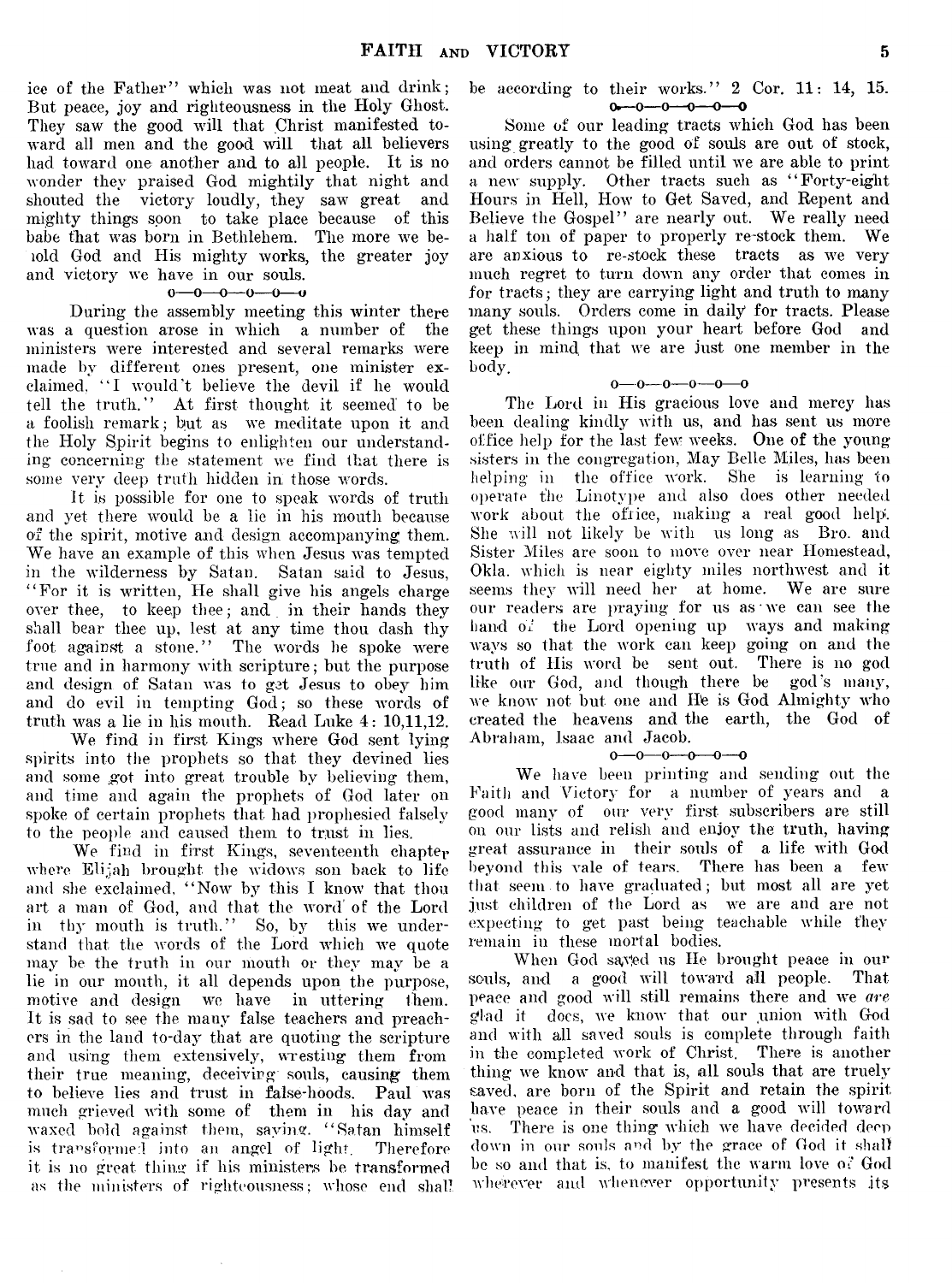ice of the Father" which was not meat and drink; But peace, joy and righteousness in the Holy Ghost. They saw the good will that Christ manifested toward all men and the good will that all believers had toward one another and to all people. It is no wonder they praised God mightily that night and shouted the victory loudly, they saw great and mighty things soon to take place because of this babe that was born in Bethlehem. The more we behold God and His mighty works, the greater joy and victory we have in our souls.

o—o—o—o—o—o

During the assembly meeting this winter there was a question arose in which a number of the ministers were interested and several remarks were made by different ones present, one minister exclaimed, "I would't believe the devil if he would tell the truth." At first thought it seemed to be a foolish remark; but as we meditate upon it and the Holy Spirit begins to enlighten our understanding concerning the statement we find that there is some very deep truth hidden in those words.

It is possible for one to speak words of truth and yet there would be a lie in his mouth because of the spirit, motive and design accompanying them. We have an example of this when Jesus was tempted in the wilderness by Satan. Satan said to Jesus, "For it is written, He shall give his angels charge over thee, to keep thee; and in their hands they shall bear thee up, lest at any time thou dash thy foot against a stone." The words he spoke were true and in harmony with scripture; but the purpose and design of Satan was to get Jesus to obey him and do evil in tempting God; so these words of truth was a lie in his mouth. Read Luke 4: 10,11,12.

We find in first Kings where God sent lying spirits into the prophets so that they devined lies and some got into great trouble by believing them, and time and again the prophets of God later on spoke of certain prophets that had prophesied falsely to the people and caused them to trust in lies.

We find in first Kings, seventeenth chapter where Elijah brought the widows son back to life and she exclaimed, "Now by this I know that thou art a man of God, and that the word of the Lord in thy mouth is truth." So, by this we understand that the words of the Lord which we quote may be the truth in our mouth or they may be a lie in our mouth, it all depends upon the purpose, motive and design we have in uttering them. It is sad to see the many false teachers and preachers in the land to-day that are quoting the scripture and using them extensively, wresting them from their true meaning, deceiving souls, causing them to believe lies and trust in false-hoods. Paul was much grieved with some of them in his day and waxed bold against them, saying, "Satan himself is transformed into an angel of light. Therefore it is no great thing if his ministers be transformed as the ministers of righteousness; whose end shall be according to their works." 2 Cor. 11: 14, 15.

o—o—o—o—o—o

Some of our leading tracts which God has been using greatly to the good of souls are out of stock, and orders cannot be filled until we are able to print a new supply. Other tracts such as "Forty-eight Hours in Hell, How to Get Saved, and Repent and Believe the Gospel" are nearly out. We really need a half ton of paper to properly re-stock them. We are anxious to re-stock these tracts as we very much regret to turn down any order that comes in for tracts; they are carrying light and truth to many many souls. Orders come in daily for tracts. Please get these things upon your heart before God and keep in mind that we are just one member in the body.

o—o—o—o—o—o

The Lord in His gracious love and mercy has been dealing kindly with us, and has sent us more office help for the last few weeks. One of the young sisters in the congregation, May Belle Miles, has been helping in the office work. She is learning to operate the Linotype and also does other needed work about the office, making a real good help. She will not likely be with us long as Bro. and Sister Miles are soon to move over near Homestead, Okla. which is near eighty miles northwest and it seems they will need her at home. We are sure our readers are praying for us as we can see the hand of the Lord opening up ways and making ways so that the work can keep going on and the truth of His word be sent out. There is no god like our God, and though there be god's many, we know not but one and He is God Almighty who created the heavens and the earth, the God of Abraham, Isaac and Jacob.

o—o—o—o—o—o

We have been printing and sending out the Faith and Victory for a number of years and a good many of our very first subscribers are still on our lists and relish and enjoy the truth, having great assurance in their souls of a life with God beyond this vale of tears. There has been a few that seem to have graduated; but most all are yet just children of the Lord as we are and are not expecting to get past being teachable while they remain in these mortal bodies.

When God saved us He brought peace in our souls, and a good will toward all people. That peace and good will still remains there and we *are* glad it does, we know that our union with God and with all saved souls is complete through faith in the completed work of Christ. There is another thing we know and that is, all souls that are truely saved, are born of the Spirit and retain the spirit have peace in their souls and a good will toward us. There is one thing which we have decided deep down in our souls and by the grace of God it shall be so and that is, to manifest the warm love of God wherever and whenever opportunity presents its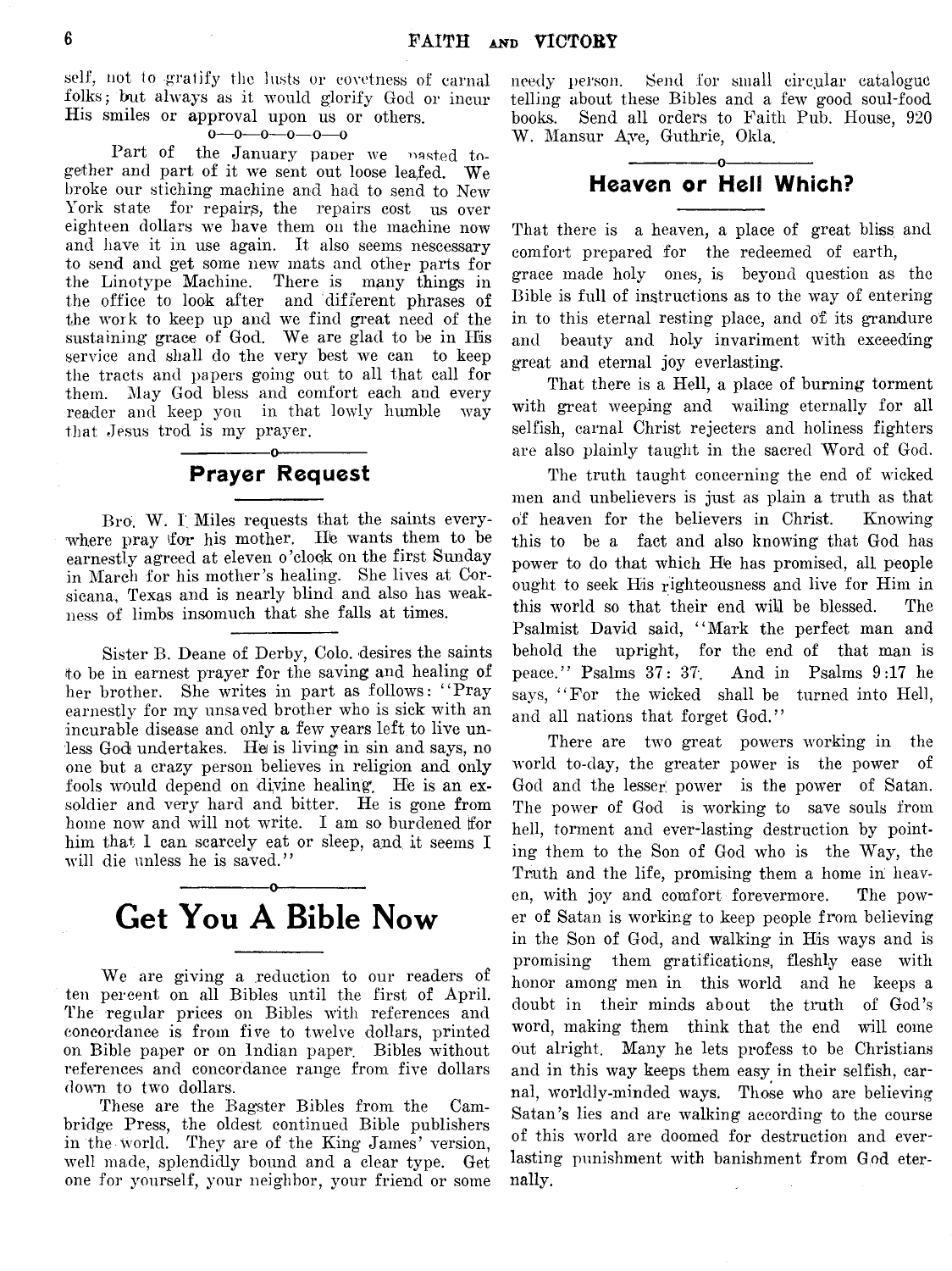self, not to gratify the lusts or covetness of carnal folks; but always as it would glorify God or incur His smiles or approval upon us or others.

o—o—o—o—o—o

Part of the January paper we pasted together and part of it we sent out loose leafed. We broke our stiching machine and had to send to New York state for repairs, the repairs cost us over eighteen dollars we have them on the machine now and have it in use again. It also seems nescessary to send and get some new mats and other parts for the Linotype Machine. There is many things in the office to look after and different phrases of the work to keep up and we find great need of the sustaining grace of God. We are glad to be in His service and shall do the very best we can to keep the tracts and papers going out to all that call for them. May God bless and comfort each and every reader and keep you in that lowly humble way that Jesus trod is my prayer.

## Prayer Request

Bro. W. I. Miles requests that the saints everywhere pray for his mother. He wants them to be earnestly agreed at eleven o'clock on the first Sunday in March for his mother's healing. She lives at Corsicana, Texas and is nearly blind and also has weakness of limbs insomuch that she falls at times.

Sister B. Deane of Derby, Colo. desires the saints to be in earnest prayer for the saving and healing of her brother. She writes in part as follows: "Pray earnestly for my unsaved brother who is sick with an incurable disease and only a few years left to live unless God undertakes. He is living in sin and says, no one but a crazy person believes in religion and only fools would depend on divine healing. He is an ex-soldier and very hard and bitter. He is gone from home now and will not write. I am so burdened for him that I can scarcely eat or sleep, and it seems I will die unless he is saved."

# Get You A Bible Now

We are giving a reduction to our readers of ten percent on all Bibles until the first of April. The regular prices on Bibles with references and concordance is from five to twelve dollars, printed on Bible paper or on Indian paper. Bibles without references and concordance range from five dollars down to two dollars.

These are the Bagster Bibles from the Cambridge Press, the oldest continued Bible publishers in the world. They are of the King James' version, well made, splendidly bound and a clear type. Get one for yourself, your neighbor, your friend or some needy person. Send for small circular catalogue telling about these Bibles and a few good soul-food books. Send all orders to Faith Pub. House, 920 W. Mansur Ave, Guthrie, Okla.

## Heaven or Hell Which?

That there is a heaven, a place of great bliss and comfort prepared for the redeemed of earth, grace made holy ones, is beyond question as the Bible is full of instructions as to the way of entering in to this eternal resting place, and of its grandure and beauty and holy invariment with exceeding great and eternal joy everlasting.

That there is a Hell, a place of burning torment with great weeping and wailing eternally for all selfish, carnal Christ rejecters and holiness fighters are also plainly taught in the sacred Word of God.

The truth taught concerning the end of wicked men and unbelievers is just as plain a truth as that of heaven for the believers in Christ. Knowing this to be a fact and also knowing that God has power to do that which He has promised, all people ought to seek His righteousness and live for Him in this world so that their end will be blessed. The Psalmist David said, "Mark the perfect man and behold the upright, for the end of that man is peace." Psalms 37: 37. And in Psalms 9:17 he says, "For the wicked shall be turned into Hell, and all nations that forget God."

There are two great powers working in the world to-day, the greater power is the power of God and the lesser power is the power of Satan. The power of God is working to save souls from hell, torment and ever-lasting destruction by pointing them to the Son of God who is the Way, the Truth and the life, promising them a home in heaven, with joy and comfort forevermore. The power of Satan is working to keep people from believing in the Son of God, and walking in His ways and is promising them gratifications, fleshly ease with honor among men in this world and he keeps a doubt in their minds about the truth of God's word, making them think that the end will come out alright. Many he lets profess to be Christians and in this way keeps them easy in their selfish, carnal, worldly-minded ways. Those who are believing Satan's lies and are walking according to the course of this world are doomed for destruction and everlasting punishment with banishment from God eternally.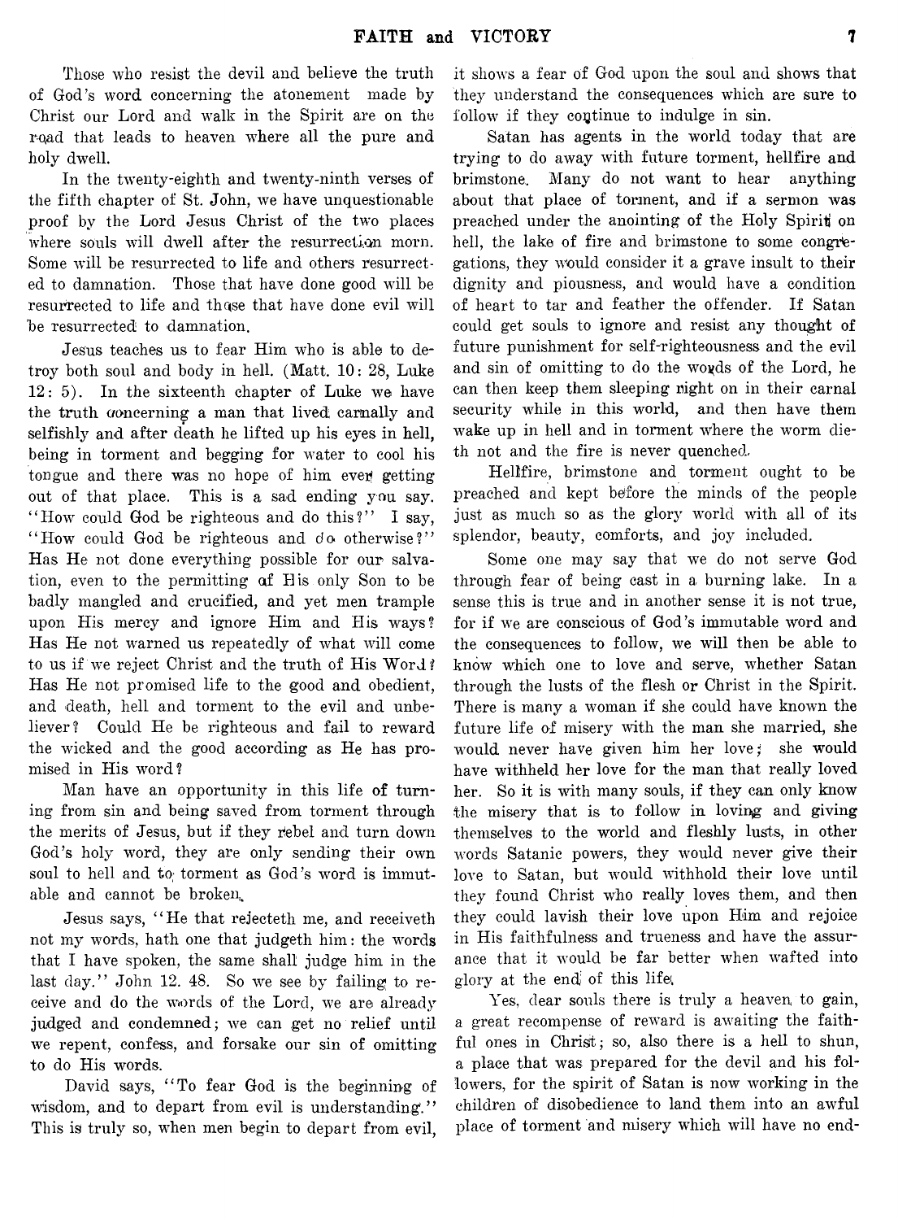Those who resist the devil and believe the truth of God's word concerning the atonement made by Christ our Lord and walk in the Spirit are on the road that leads to heaven where all the pure and holy dwell.

In the twenty-eighth and twenty-ninth verses of the fifth chapter of St. John, we have unquestionable proof by the Lord Jesus Christ of the two places where souls will dwell after the resurrection morn. Some will be resurrected to life and others resurrected to damnation. Those that have done good will be resurrected to life and those that have done evil will be resurrected to damnation.

Jesus teaches us to fear Him who is able to detroy both soul and body in hell. (Matt. 10: 28, Luke 12: 5). In the sixteenth chapter of Luke we have the truth concerning a man that lived carnally and selfishly and after death he lifted up his eyes in hell, being in torment and begging for water to cool his tongue and there was no hope of him ever getting out of that place. This is a sad ending you say. "How could God be righteous and do this?" I say, "How could God be righteous and do otherwise?" Has He not done everything possible for our salvation, even to the permitting of His only Son to be badly mangled and crucified, and yet men trample upon His mercy and ignore Him and His ways? Has He not warned us repeatedly of what will come to us if we reject Christ and the truth of His Word? Has He not promised life to the good and obedient, and death, hell and torment to the evil and unbeliever? Could He be righteous and fail to reward the wicked and the good according as He has promised in His word?

Man have an opportunity in this life of turning from sin and being saved from torment through the merits of Jesus, but if they rebel and turn down God's holy word, they are only sending their own soul to hell and to torment as God's word is immutable and cannot be broken.

Jesus says, "He that rejecteth me, and receiveth not my words, hath one that judgeth him: the words that I have spoken, the same shall judge him in the last day." John 12. 48. So we see by failing to receive and do the words of the Lord, we are already judged and condemned; we can get no relief until we repent, confess, and forsake our sin of omitting to do His words.

David says, "To fear God is the beginning of wisdom, and to depart from evil is understanding." This is truly so, when men begin to depart from evil, it shows a fear of God upon the soul and shows that they understand the consequences which are sure to follow if they continue to indulge in sin.

Satan has agents in the world today that are trying to do away with future torment, hellfire and brimstone. Many do not want to hear anything about that place of torment, and if a sermon was preached under the anointing of the Holy Spirit on hell, the lake of fire and brimstone to some congregations, they would consider it a grave insult to their dignity and piousness, and would have a condition of heart to tar and feather the offender. If Satan could get souls to ignore and resist any thought of future punishment for self-righteousness and the evil and sin of omitting to do the words of the Lord, he can then keep them sleeping right on in their carnal security while in this world, and then have them wake up in hell and in torment where the worm dieth not and the fire is never quenched.

Hellfire, brimstone and torment ought to be preached and kept before the minds of the people just as much so as the glory world with all of its splendor, beauty, comforts, and joy included.

Some one may say that we do not serve God through fear of being cast in a burning lake. In a sense this is true and in another sense it is not true, for if we are conscious of God's immutable word and the consequences to follow, we will then be able to know which one to love and serve, whether Satan through the lusts of the flesh or Christ in the Spirit. There is many a woman if she could have known the future life of misery with the man she married, she would never have given him her love; she would have withheld her love for the man that really loved her. So it is with many souls, if they can only know the misery that is to follow in loving and giving themselves to the world and fleshly lusts, in other words Satanic powers, they would never give their love to Satan, but would withhold their love until they found Christ who really loves them, and then they could lavish their love upon Him and rejoice in His faithfulness and trueness and have the assurance that it would be far better when wafted into glory at the end of this life.

Yes, dear souls there is truly a heaven to gain, a great recompense of reward is awaiting the faithful ones in Christ; so, also there is a hell to shun, a place that was prepared for the devil and his followers, for the spirit of Satan is now working in the children of disobedience to land them into an awful place of torment and misery which will have no end-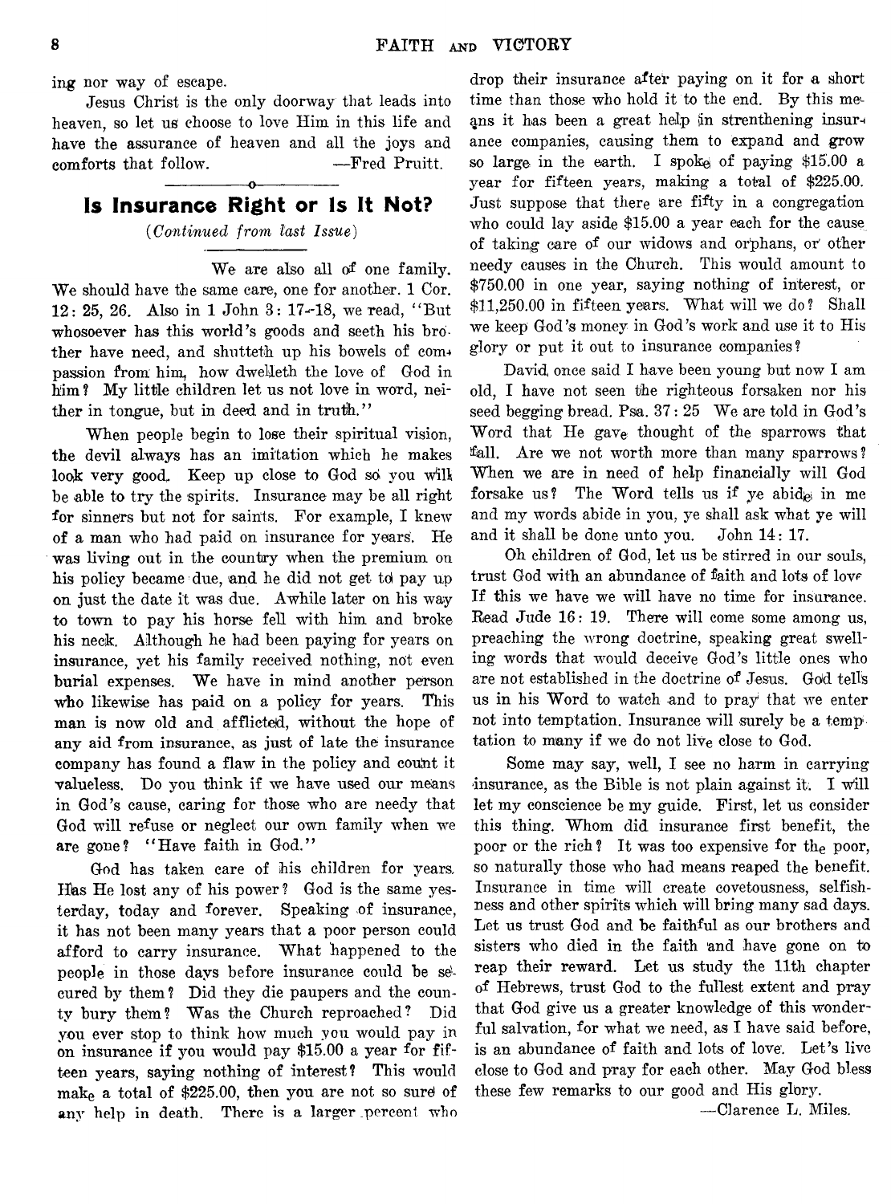ing nor way of escape.

Jesus Christ is the only doorway that leads into heaven, so let us choose to love Him in this life and have the assurance of heaven and all the joys and comforts that follow. —Fred Pruitt.

## Is Insurance Right or Is It Not?

*(Continued from last Issue)*

We are also all of one family. We should have the same care, one for another. 1 Cor. 12: 25, 26. Also in 1 John 3: 17–18, we read, "But whosoever has this world's goods and seeth his brother have need, and shutteth up his bowels of compassion from him, how dwelleth the love of God in him? My little children let us not love in word, neither in tongue, but in deed and in truth."

When people begin to lose their spiritual vision, the devil always has an imitation which he makes look very good. Keep up close to God so you will be able to try the spirits. Insurance may be all right for sinners but not for saints. For example, I knew of a man who had paid on insurance for years. He was living out in the country when the premium on his policy became due, and he did not get to pay up on just the date it was due. Awhile later on his way to town to pay his horse fell with him and broke his neck. Although he had been paying for years on insurance, yet his family received nothing, not even burial expenses. We have in mind another person who likewise has paid on a policy for years. This man is now old and afflicted, without the hope of any aid from insurance, as just of late the insurance company has found a flaw in the policy and count it valueless. Do you think if we have used our means in God's cause, caring for those who are needy that God will refuse or neglect our own family when we are gone? "Have faith in God."

God has taken care of his children for years. Has He lost any of his power? God is the same yesterday, today and forever. Speaking of insurance, it has not been many years that a poor person could afford to carry insurance. What happened to the people in those days before insurance could be secured by them? Did they die paupers and the county bury them? Was the Church reproached? Did you ever stop to think how much you would pay in on insurance if you would pay $15.00 a year for fifteen years, saying nothing of interest? This would make a total of $225.00, then you are not so sure of any help in death. There is a larger percent who drop their insurance after paying on it for a short time than those who hold it to the end. By this means it has been a great help in strenthening insurance companies, causing them to expand and grow so large in the earth. I spoke of paying $15.00 a year for fifteen years, making a total of $225.00. Just suppose that there are fifty in a congregation who could lay aside $15.00 a year each for the cause of taking care of our widows and orphans, or other needy causes in the Church. This would amount to $750.00 in one year, saying nothing of interest, or $11,250.00 in fifteen years. What will we do? Shall we keep God's money in God's work and use it to His glory or put it out to insurance companies?

David once said I have been young but now I am old, I have not seen the righteous forsaken nor his seed begging bread. Psa. 37: 25 We are told in God's Word that He gave thought of the sparrows that fall. Are we not worth more than many sparrows? When we are in need of help financially will God forsake us? The Word tells us if ye abide in me and my words abide in you, ye shall ask what ye will and it shall be done unto you. John 14: 17.

Oh children of God, let us be stirred in our souls, trust God with an abundance of faith and lots of love If this we have we will have no time for insurance. Read Jude 16: 19. There will come some among us, preaching the wrong doctrine, speaking great swelling words that would deceive God's little ones who are not established in the doctrine of Jesus. God tells us in his Word to watch and to pray that we enter not into temptation. Insurance will surely be a temptation to many if we do not live close to God.

Some may say, well, I see no harm in carrying insurance, as the Bible is not plain against it. I will let my conscience be my guide. First, let us consider this thing. Whom did insurance first benefit, the poor or the rich? It was too expensive for the poor, so naturally those who had means reaped the benefit. Insurance in time will create covetousness, selfishness and other spirits which will bring many sad days. Let us trust God and be faithful as our brothers and sisters who died in the faith and have gone on to reap their reward. Let us study the 11th chapter of Hebrews, trust God to the fullest extent and pray that God give us a greater knowledge of this wonderful salvation, for what we need, as I have said before, is an abundance of faith and lots of love. Let's live close to God and pray for each other. May God bless these few remarks to our good and His glory.

—Clarence L. Miles.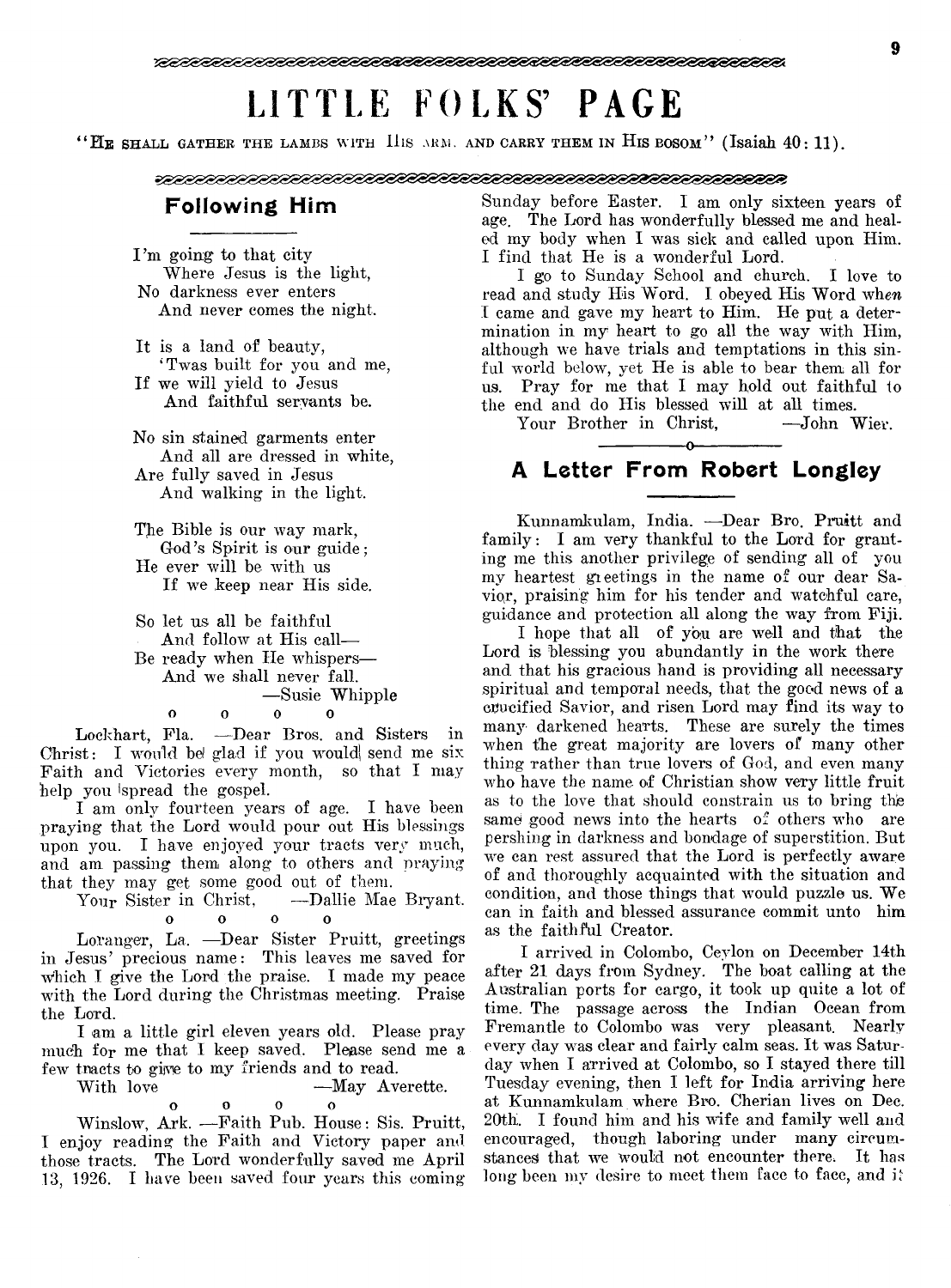# LITTLE FOLKS' PAGE

"HE SHALL GATHER THE LAMBS WITH HIS ARM, AND CARRY THEM IN HIS BOSOM" (Isaiah 40: 11).

## Following Him

I'm going to that city
Where Jesus is the light,
No darkness ever enters
And never comes the night.

It is a land of beauty,
'Twas built for you and me,
If we will yield to Jesus
And faithful servants be.

No sin stained garments enter
And all are dressed in white,
Are fully saved in Jesus
And walking in the light.

The Bible is our way mark,
God's Spirit is our guide;
He ever will be with us
If we keep near His side.

So let us all be faithful
And follow at His call—
Be ready when He whispers—
And we shall never fall.

—Susie Whipple

o o o o

Lockhart, Fla. —Dear Bros. and Sisters in Christ: I would be glad if you would send me six Faith and Victories every month, so that I may help you spread the gospel.

I am only fourteen years of age. I have been praying that the Lord would pour out His blessings upon you. I have enjoyed your tracts very much, and am passing them along to others and praying that they may get some good out of them.

Your Sister in Christ, —Dallie Mae Bryant.

o o o o

Loranger, La. —Dear Sister Pruitt, greetings in Jesus' precious name: This leaves me saved for which I give the Lord the praise. I made my peace with the Lord during the Christmas meeting. Praise the Lord.

I am a little girl eleven years old. Please pray much for me that I keep saved. Please send me a few tracts to give to my friends and to read.

With love —May Averette.

o o o o

Winslow, Ark. —Faith Pub. House: Sis. Pruitt, I enjoy reading the Faith and Victory paper and those tracts. The Lord wonderfully saved me April 13, 1926. I have been saved four years this coming Sunday before Easter. I am only sixteen years of age. The Lord has wonderfully blessed me and healed my body when I was sick and called upon Him. I find that He is a wonderful Lord.

I go to Sunday School and church. I love to read and study His Word. I obeyed His Word when I came and gave my heart to Him. He put a determination in my heart to go all the way with Him, although we have trials and temptations in this sinful world below, yet He is able to bear them all for us. Pray for me that I may hold out faithful to the end and do His blessed will at all times.

Your Brother in Christ, —John Wier.

## A Letter From Robert Longley

Kunnamkulam, India. —Dear Bro. Pruitt and family: I am very thankful to the Lord for granting me this another privilege of sending all of you my heartest greetings in the name of our dear Savior, praising him for his tender and watchful care, guidance and protection all along the way from Fiji.

I hope that all of you are well and that the Lord is blessing you abundantly in the work there and that his gracious hand is providing all necessary spiritual and temporal needs, that the good news of a crucified Savior, and risen Lord may find its way to many darkened hearts. These are surely the times when the great majority are lovers of many other thing rather than true lovers of God, and even many who have the name of Christian show very little fruit as to the love that should constrain us to bring the same good news into the hearts of others who are pershing in darkness and bondage of superstition. But we can rest assured that the Lord is perfectly aware of and thoroughly acquainted with the situation and condition, and those things that would puzzle us. We can in faith and blessed assurance commit unto him as the faithful Creator.

I arrived in Colombo, Ceylon on December 14th after 21 days from Sydney. The boat calling at the Australian ports for cargo, it took up quite a lot of time. The passage across the Indian Ocean from Fremantle to Colombo was very pleasant. Nearly every day was clear and fairly calm seas. It was Saturday when I arrived at Colombo, so I stayed there till Tuesday evening, then I left for India arriving here at Kunnamkulam where Bro. Cherian lives on Dec. 20th. I found him and his wife and family well and encouraged, though laboring under many circumstances that we would not encounter there. It has long been my desire to meet them face to face, and it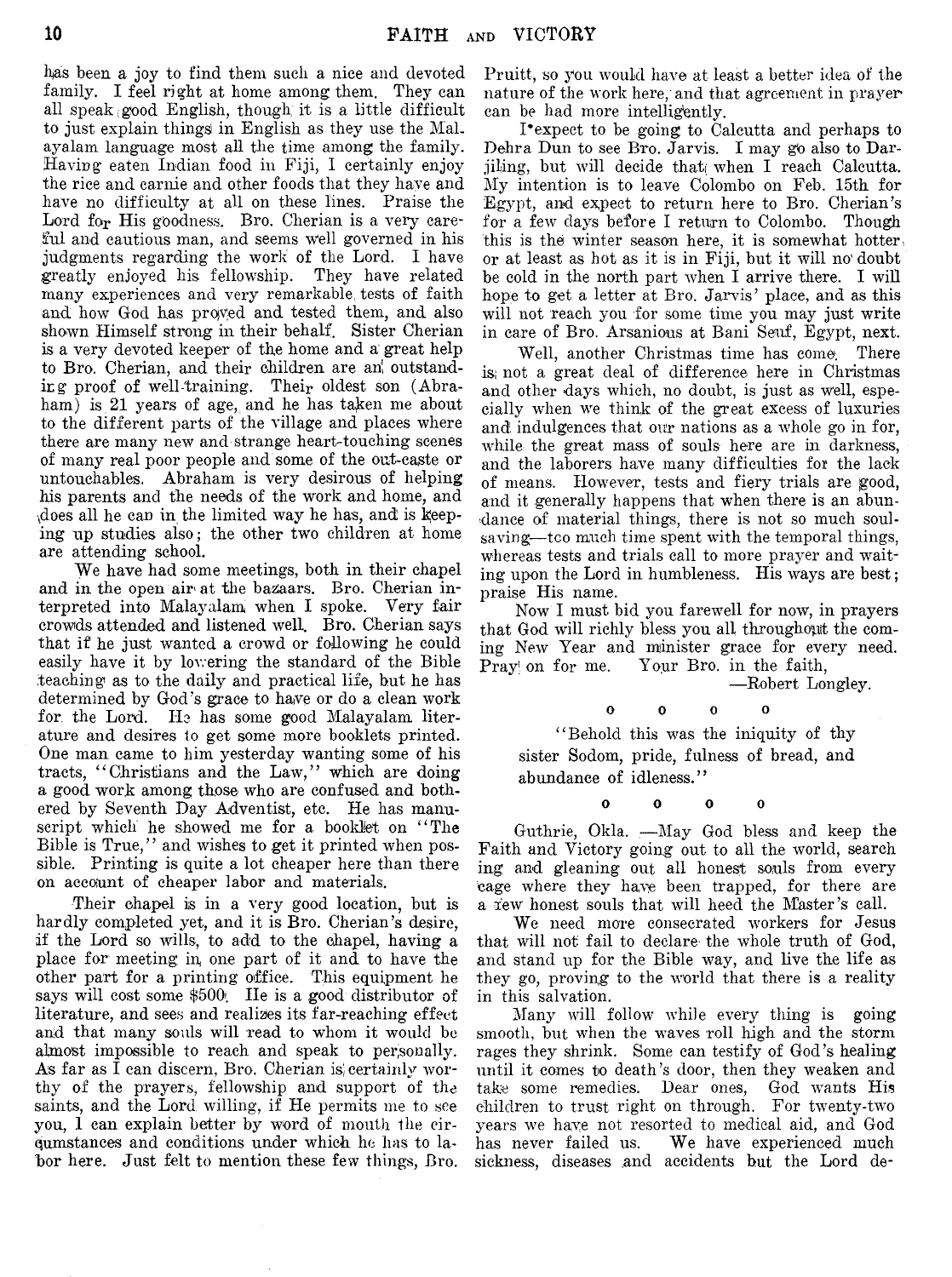has been a joy to find them such a nice and devoted family. I feel right at home among them. They can all speak good English, though it is a little difficult to just explain things in English as they use the Malayalam language most all the time among the family. Having eaten Indian food in Fiji, I certainly enjoy the rice and carnie and other foods that they have and have no difficulty at all on these lines. Praise the Lord for His goodness. Bro. Cherian is a very careful and cautious man, and seems well governed in his judgments regarding the work of the Lord. I have greatly enjoyed his fellowship. They have related many experiences and very remarkable tests of faith and how God has proved and tested them, and also shown Himself strong in their behalf. Sister Cherian is a very devoted keeper of the home and a great help to Bro. Cherian, and their children are an outstanding proof of well-training. Their oldest son (Abraham) is 21 years of age, and he has taken me about to the different parts of the village and places where there are many new and strange heart-touching scenes of many real poor people and some of the out-caste or untouchables. Abraham is very desirous of helping his parents and the needs of the work and home, and does all he can in the limited way he has, and is keeping up studies also; the other two children at home are attending school.

We have had some meetings, both in their chapel and in the open air at the bazaars. Bro. Cherian interpreted into Malayalam when I spoke. Very fair crowds attended and listened well. Bro. Cherian says that if he just wanted a crowd or following he could easily have it by lowering the standard of the Bible teaching as to the daily and practical life, but he has determined by God's grace to have or do a clean work for the Lord. He has some good Malayalam literature and desires to get some more booklets printed. One man came to him yesterday wanting some of his tracts, "Christians and the Law," which are doing a good work among those who are confused and bothered by Seventh Day Adventist, etc. He has manuscript which he showed me for a booklet on "The Bible is True," and wishes to get it printed when possible. Printing is quite a lot cheaper here than there on account of cheaper labor and materials.

Their chapel is in a very good location, but is hardly completed yet, and it is Bro. Cherian's desire, if the Lord so wills, to add to the chapel, having a place for meeting in one part of it and to have the other part for a printing office. This equipment he says will cost some $500. He is a good distributor of literature, and sees and realizes its far-reaching effect and that many souls will read to whom it would be almost impossible to reach and speak to personally. As far as I can discern, Bro. Cherian is certainly worthy of the prayers, fellowship and support of the saints, and the Lord willing, if He permits me to see you, I can explain better by word of mouth the circumstances and conditions under which he has to labor here. Just felt to mention these few things, Bro. Pruitt, so you would have at least a better idea of the nature of the work here, and that agreement in prayer can be had more intelligently.

I expect to be going to Calcutta and perhaps to Dehra Dun to see Bro. Jarvis. I may go also to Darjiling, but will decide that when I reach Calcutta. My intention is to leave Colombo on Feb. 15th for Egypt, and expect to return here to Bro. Cherian's for a few days before I return to Colombo. Though this is the winter season here, it is somewhat hotter, or at least as hot as it is in Fiji, but it will no doubt be cold in the north part when I arrive there. I will hope to get a letter at Bro. Jarvis' place, and as this will not reach you for some time you may just write in care of Bro. Arsanious at Bani Seuf, Egypt, next.

Well, another Christmas time has come. There is not a great deal of difference here in Christmas and other days which, no doubt, is just as well, especially when we think of the great excess of luxuries and indulgences that our nations as a whole go in for, while the great mass of souls here are in darkness, and the laborers have many difficulties for the lack of means. However, tests and fiery trials are good, and it generally happens that when there is an abundance of material things, there is not so much soul-saving—too much time spent with the temporal things, whereas tests and trials call to more prayer and waiting upon the Lord in humbleness. His ways are best; praise His name.

Now I must bid you farewell for now, in prayers that God will richly bless you all throughout the coming New Year and minister grace for every need. Pray on for me. Your Bro. in the faith,

—Robert Longley.

o o o o

"Behold this was the iniquity of thy sister Sodom, pride, fulness of bread, and abundance of idleness."

o o o o

Guthrie, Okla. —May God bless and keep the Faith and Victory going out to all the world, searching and gleaning out all honest souls from every cage where they have been trapped, for there are a few honest souls that will heed the Master's call.

We need more consecrated workers for Jesus that will not fail to declare the whole truth of God, and stand up for the Bible way, and live the life as they go, proving to the world that there is a reality in this salvation.

Many will follow while every thing is going smooth, but when the waves roll high and the storm rages they shrink. Some can testify of God's healing until it comes to death's door, then they weaken and take some remedies. Dear ones, God wants His children to trust right on through. For twenty-two years we have not resorted to medical aid, and God has never failed us. We have experienced much sickness, diseases and accidents but the Lord de-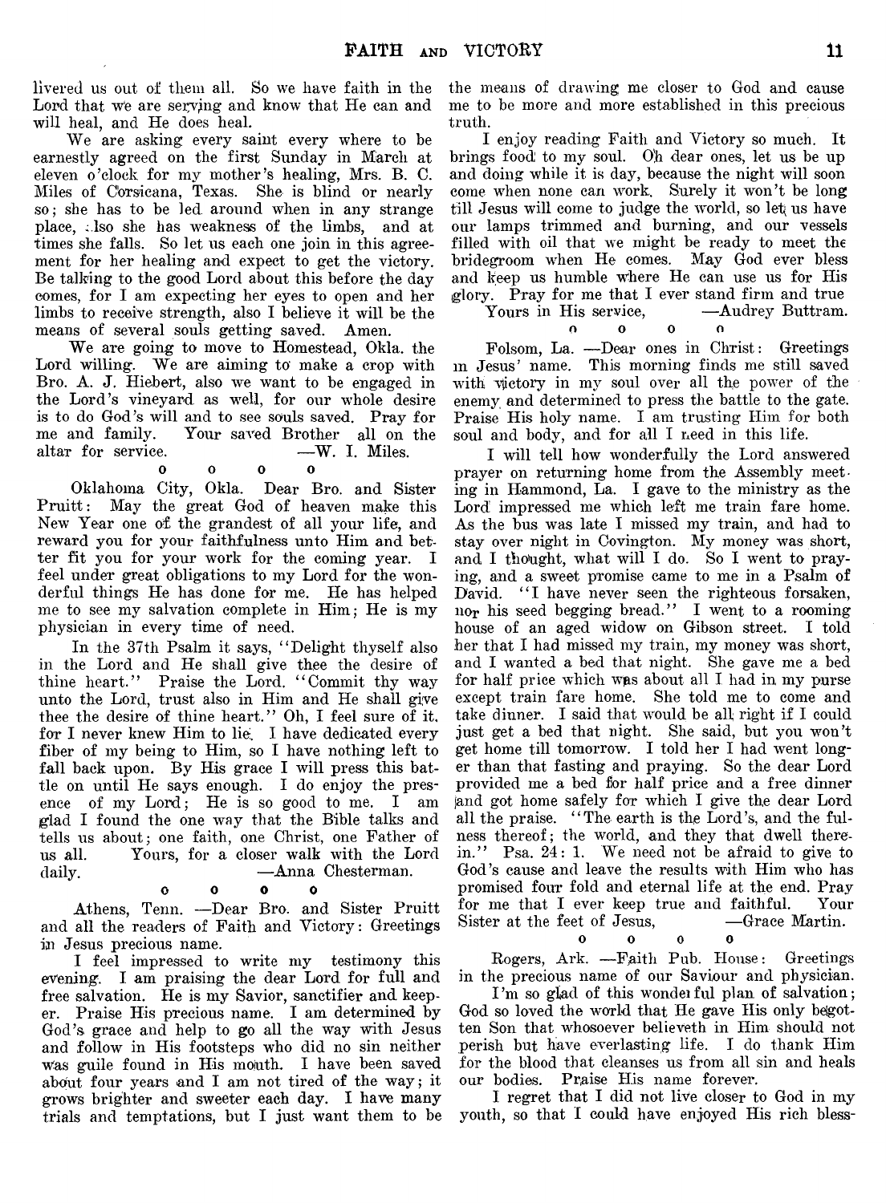livered us out of them all. So we have faith in the Lord that we are serving and know that He can and will heal, and He does heal.

We are asking every saint every where to be earnestly agreed on the first Sunday in March at eleven o'clock for my mother's healing, Mrs. B. C. Miles of Corsicana, Texas. She is blind or nearly so; she has to be led around when in any strange place, also she has weakness of the limbs, and at times she falls. So let us each one join in this agreement for her healing and expect to get the victory. Be talking to the good Lord about this before the day comes, for I am expecting her eyes to open and her limbs to receive strength, also I believe it will be the means of several souls getting saved. Amen.

We are going to move to Homestead, Okla. the Lord willing. We are aiming to make a crop with Bro. A. J. Hiebert, also we want to be engaged in the Lord's vineyard as well, for our whole desire is to do God's will and to see souls saved. Pray for me and family. Your saved Brother all on the altar for service. —W. I. Miles.

o o o o

Oklahoma City, Okla. Dear Bro. and Sister Pruitt: May the great God of heaven make this New Year one of the grandest of all your life, and reward you for your faithfulness unto Him and better fit you for your work for the coming year. I feel under great obligations to my Lord for the wonderful things He has done for me. He has helped me to see my salvation complete in Him; He is my physician in every time of need.

In the 37th Psalm it says, "Delight thyself also in the Lord and He shall give thee the desire of thine heart." Praise the Lord. "Commit thy way unto the Lord, trust also in Him and He shall give thee the desire of thine heart." Oh, I feel sure of it, for I never knew Him to lie. I have dedicated every fiber of my being to Him, so I have nothing left to fall back upon. By His grace I will press this battle on until He says enough. I do enjoy the presence of my Lord; He is so good to me. I am glad I found the one way that the Bible talks and tells us about; one faith, one Christ, one Father of us all. Yours, for a closer walk with the Lord daily. —Anna Chesterman.

o o o o

Athens, Tenn. —Dear Bro. and Sister Pruitt and all the readers of Faith and Victory: Greetings in Jesus precious name.

I feel impressed to write my testimony this evening. I am praising the dear Lord for full and free salvation. He is my Savior, sanctifier and keeper. Praise His precious name. I am determined by God's grace and help to go all the way with Jesus and follow in His footsteps who did no sin neither was guile found in His mouth. I have been saved about four years and I am not tired of the way; it grows brighter and sweeter each day. I have many trials and temptations, but I just want them to be the means of drawing me closer to God and cause me to be more and more established in this precious truth.

I enjoy reading Faith and Victory so much. It brings food to my soul. Oh dear ones, let us be up and doing while it is day, because the night will soon come when none can work. Surely it won't be long till Jesus will come to judge the world, so let us have our lamps trimmed and burning, and our vessels filled with oil that we might be ready to meet the bridegroom when He comes. May God ever bless and keep us humble where He can use us for His glory. Pray for me that I ever stand firm and true

Yours in His service, —Audrey Buttram.

o o o o

Folsom, La. —Dear ones in Christ: Greetings in Jesus' name. This morning finds me still saved with victory in my soul over all the power of the enemy and determined to press the battle to the gate. Praise His holy name. I am trusting Him for both soul and body, and for all I need in this life.

I will tell how wonderfully the Lord answered prayer on returning home from the Assembly meeting in Hammond, La. I gave to the ministry as the Lord impressed me which left me train fare home. As the bus was late I missed my train, and had to stay over night in Covington. My money was short, and I thought, what will I do. So I went to praying, and a sweet promise came to me in a Psalm of David. "I have never seen the righteous forsaken, nor his seed begging bread." I went to a rooming house of an aged widow on Gibson street. I told her that I had missed my train, my money was short, and I wanted a bed that night. She gave me a bed for half price which was about all I had in my purse except train fare home. She told me to come and take dinner. I said that would be all right if I could just get a bed that night. She said, but you won't get home till tomorrow. I told her I had went longer than that fasting and praying. So the dear Lord provided me a bed for half price and a free dinner and got home safely for which I give the dear Lord all the praise. "The earth is the Lord's, and the fulness thereof; the world, and they that dwell therein." Psa. 24: 1. We need not be afraid to give to God's cause and leave the results with Him who has promised four fold and eternal life at the end. Pray for me that I ever keep true and faithful. Your Sister at the feet of Jesus, —Grace Martin.

o o o o

Rogers, Ark. —Faith Pub. House: Greetings in the precious name of our Saviour and physician.

I'm so glad of this wonderful plan of salvation; God so loved the world that He gave His only begotten Son that whosoever believeth in Him should not perish but have everlasting life. I do thank Him for the blood that cleanses us from all sin and heals our bodies. Praise His name forever.

I regret that I did not live closer to God in my youth, so that I could have enjoyed His rich bless-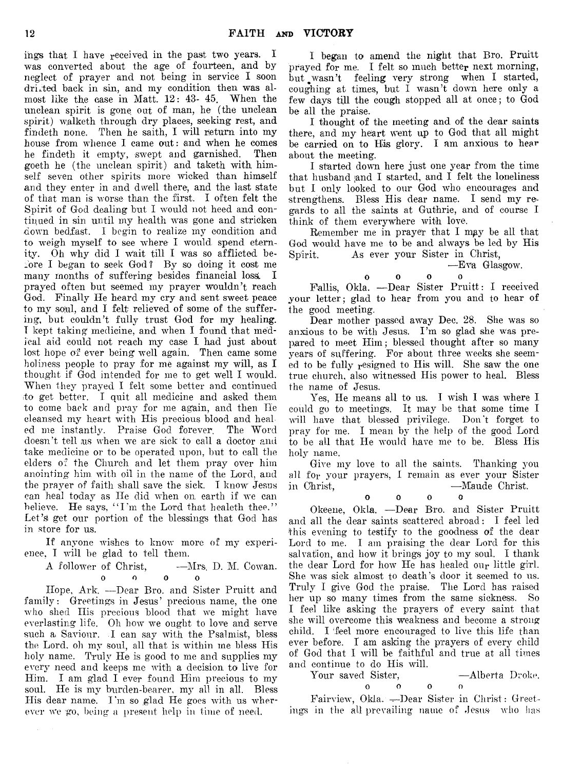ings that I have received in the past two years. I was converted about the age of fourteen, and by neglect of prayer and not being in service I soon drifted back in sin, and my condition then was almost like the case in Matt. 12: 43- 45. When the unclean spirit is gone out of man, he (the unclean spirit) walketh through dry places, seeking rest, and findeth none. Then he saith, I will return into my house from whence I came out: and when he comes he findeth it empty, swept and garnished. Then goeth he (the unclean spirit) and taketh with himself seven other spirits more wicked than himself and they enter in and dwell there, and the last state of that man is worse than the first. I often felt the Spirit of God dealing but I would not heed and continued in sin until my health was gone and stricken down bedfast. I begin to realize my condition and to weigh myself to see where I would spend eternity. Oh why did I wait till I was so afflicted before I began to seek God? By so doing it cost me many months of suffering besides financial loss. I prayed often but seemed my prayer wouldn't reach God. Finally He heard my cry and sent sweet peace to my soul, and I felt relieved of some of the suffering, but couldn't fully trust God for my healing. I kept taking medicine, and when I found that medical aid could not reach my case I had just about lost hope of ever being well again. Then came some holiness people to pray for me against my will, as I thought if God intended for me to get well I would. When they prayed I felt some better and continued to get better. I quit all medicine and asked them to come back and pray for me again, and then He cleansed my heart with His precious blood and healed me instantly. Praise God forever. The Word doesn't tell us when we are sick to call a doctor and take medicine or to be operated upon, but to call the elders of the Church and let them pray over him anointing him with oil in the name of the Lord, and the prayer of faith shall save the sick. I know Jesus can heal today as He did when on earth if we can believe. He says, "I'm the Lord that healeth thee." Let's get our portion of the blessings that God has in store for us.

If anyone wishes to know more of my experience, I will be glad to tell them.

A follower of Christ, —Mrs. D. M. Cowan.

o o o o

Hope, Ark. —Dear Bro. and Sister Pruitt and family: Greetings in Jesus' precious name, the one who shed His precious blood that we might have everlasting life. Oh how we ought to love and serve such a Saviour. I can say with the Psalmist, bless the Lord, oh my soul, all that is within me bless His holy name. Truly He is good to me and supplies my every need and keeps me with a decision to live for Him. I am glad I ever found Him precious to my soul. He is my burden-bearer, my all in all. Bless His dear name. I'm so glad He goes with us wherever we go, being a present help in time of need.

I began to amend the night that Bro. Pruitt prayed for me. I felt so much better next morning, but wasn't feeling very strong when I started, coughing at times, but I wasn't down here only a few days till the cough stopped all at once; to God be all the praise.

I thought of the meeting and of the dear saints there, and my heart went up to God that all might be carried on to His glory. I am anxious to hear about the meeting.

I started down here just one year from the time that husband and I started, and I felt the loneliness but I only looked to our God who encourages and strengthens. Bless His dear name. I send my regards to all the saints at Guthrie, and of course I think of them everywhere with love.

Remember me in prayer that I may be all that God would have me to be and always be led by His Spirit. As ever your Sister in Christ,

—Eva Glasgow.

o o o o

Fallis, Okla. —Dear Sister Pruitt: I received your letter; glad to hear from you and to hear of the good meeting.

Dear mother passed away Dec. 28. She was so anxious to be with Jesus. I'm so glad she was prepared to meet Him; blessed thought after so many years of suffering. For about three weeks she seemed to be fully resigned to His will. She saw the one true church, also witnessed His power to heal. Bless the name of Jesus.

Yes, He means all to us. I wish I was where I could go to meetings. It may be that some time I will have that blessed privilege. Don't forget to pray for me. I mean by the help of the good Lord to be all that He would have me to be. Bless His holy name.

Give my love to all the saints. Thanking you all for your prayers, I remain as ever your Sister in Christ, —Maude Christ.

o o o o

Okeene, Okla. —Dear Bro. and Sister Pruitt and all the dear saints scattered abroad: I feel led this evening to testify to the goodness of the dear Lord to me. I am praising the dear Lord for this salvation, and how it brings joy to my soul. I thank the dear Lord for how He has healed our little girl. She was sick almost to death's door it seemed to us. Truly I give God the praise. The Lord has raised her up so many times from the same sickness. So I feel like asking the prayers of every saint that she will overcome this weakness and become a strong child. I feel more encouraged to live this life than ever before. I am asking the prayers of every child of God that I will be faithful and true at all times and continue to do His will.

Your saved Sister, —Alberta Droke.

o o o o

Fairview, Okla. —Dear Sister in Christ: Greetings in the all prevailing name of Jesus who has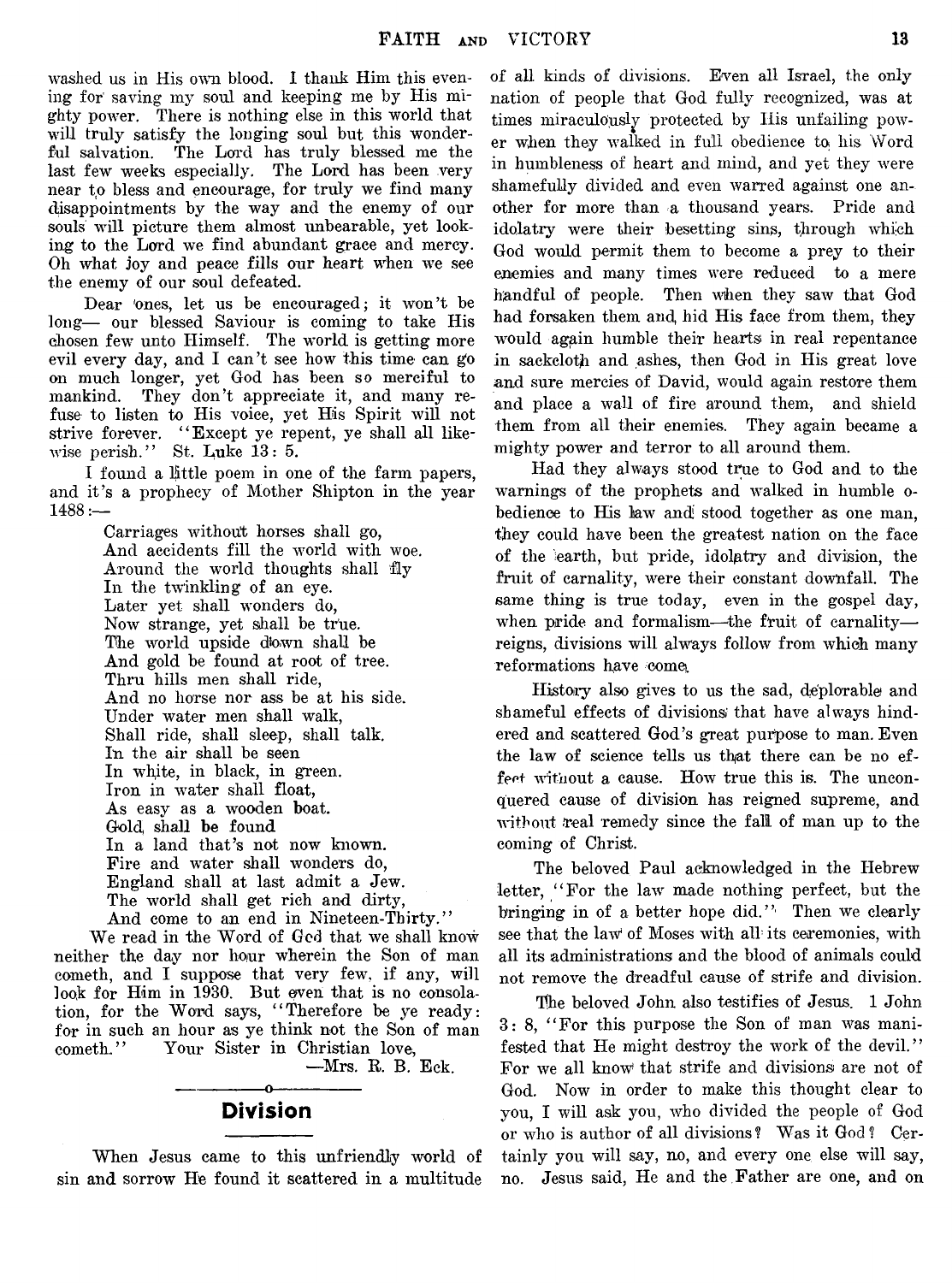washed us in His own blood. I thank Him this evening for saving my soul and keeping me by His mighty power. There is nothing else in this world that will truly satisfy the longing soul but this wonderful salvation. The Lord has truly blessed me the last few weeks especially. The Lord has been very near to bless and encourage, for truly we find many disappointments by the way and the enemy of our souls will picture them almost unbearable, yet looking to the Lord we find abundant grace and mercy. Oh what joy and peace fills our heart when we see the enemy of our soul defeated.

Dear ones, let us be encouraged; it won't be long— our blessed Saviour is coming to take His chosen few unto Himself. The world is getting more evil every day, and I can't see how this time can go on much longer, yet God has been so merciful to mankind. They don't appreciate it, and many refuse to listen to His voice, yet His Spirit will not strive forever. "Except ye repent, ye shall all likewise perish." St. Luke 13: 5.

I found a little poem in one of the farm papers, and it's a prophecy of Mother Shipton in the year 1488:—

Carriages without horses shall go,  
And accidents fill the world with woe.  
Around the world thoughts shall fly  
In the twinkling of an eye.  
Later yet shall wonders do,  
Now strange, yet shall be true.  
The world upside down shall be  
And gold be found at root of tree.  
Thru hills men shall ride,  
And no horse nor ass be at his side.  
Under water men shall walk,  
Shall ride, shall sleep, shall talk.  
In the air shall be seen  
In white, in black, in green.  
Iron in water shall float,  
As easy as a wooden boat.  
Gold shall be found  
In a land that's not now known.  
Fire and water shall wonders do,  
England shall at last admit a Jew.  
The world shall get rich and dirty,  
And come to an end in Nineteen-Thirty."

We read in the Word of God that we shall know neither the day nor hour wherein the Son of man cometh, and I suppose that very few, if any, will look for Him in 1930. But even that is no consolation, for the Word says, "Therefore be ye ready: for in such an hour as ye think not the Son of man cometh." Your Sister in Christian love,

—Mrs. R. B. Eck.

## Division

When Jesus came to this unfriendly world of sin and sorrow He found it scattered in a multitude of all kinds of divisions. Even all Israel, the only nation of people that God fully recognized, was at times miraculously protected by His unfailing power when they walked in full obedience to his Word in humbleness of heart and mind, and yet they were shamefully divided and even warred against one another for more than a thousand years. Pride and idolatry were their besetting sins, through which God would permit them to become a prey to their enemies and many times were reduced to a mere handful of people. Then when they saw that God had forsaken them and hid His face from them, they would again humble their hearts in real repentance in sackcloth and ashes, then God in His great love and sure mercies of David, would again restore them and place a wall of fire around them, and shield them from all their enemies. They again became a mighty power and terror to all around them.

Had they always stood true to God and to the warnings of the prophets and walked in humble obedience to His law and stood together as one man, they could have been the greatest nation on the face of the earth, but pride, idolatry and division, the fruit of carnality, were their constant downfall. The same thing is true today, even in the gospel day, when pride and formalism—the fruit of carnality—reigns, divisions will always follow from which many reformations have come.

History also gives to us the sad, deplorable and shameful effects of divisions that have always hindered and scattered God's great purpose to man. Even the law of science tells us that there can be no effect without a cause. How true this is. The unconquered cause of division has reigned supreme, and without real remedy since the fall of man up to the coming of Christ.

The beloved Paul acknowledged in the Hebrew letter, "For the law made nothing perfect, but the bringing in of a better hope did." Then we clearly see that the law of Moses with all its ceremonies, with all its administrations and the blood of animals could not remove the dreadful cause of strife and division.

The beloved John also testifies of Jesus. 1 John 3: 8, "For this purpose the Son of man was manifested that He might destroy the work of the devil." For we all know that strife and divisions are not of God. Now in order to make this thought clear to you, I will ask you, who divided the people of God or who is author of all divisions? Was it God? Certainly you will say, no, and every one else will say, no. Jesus said, He and the Father are one, and on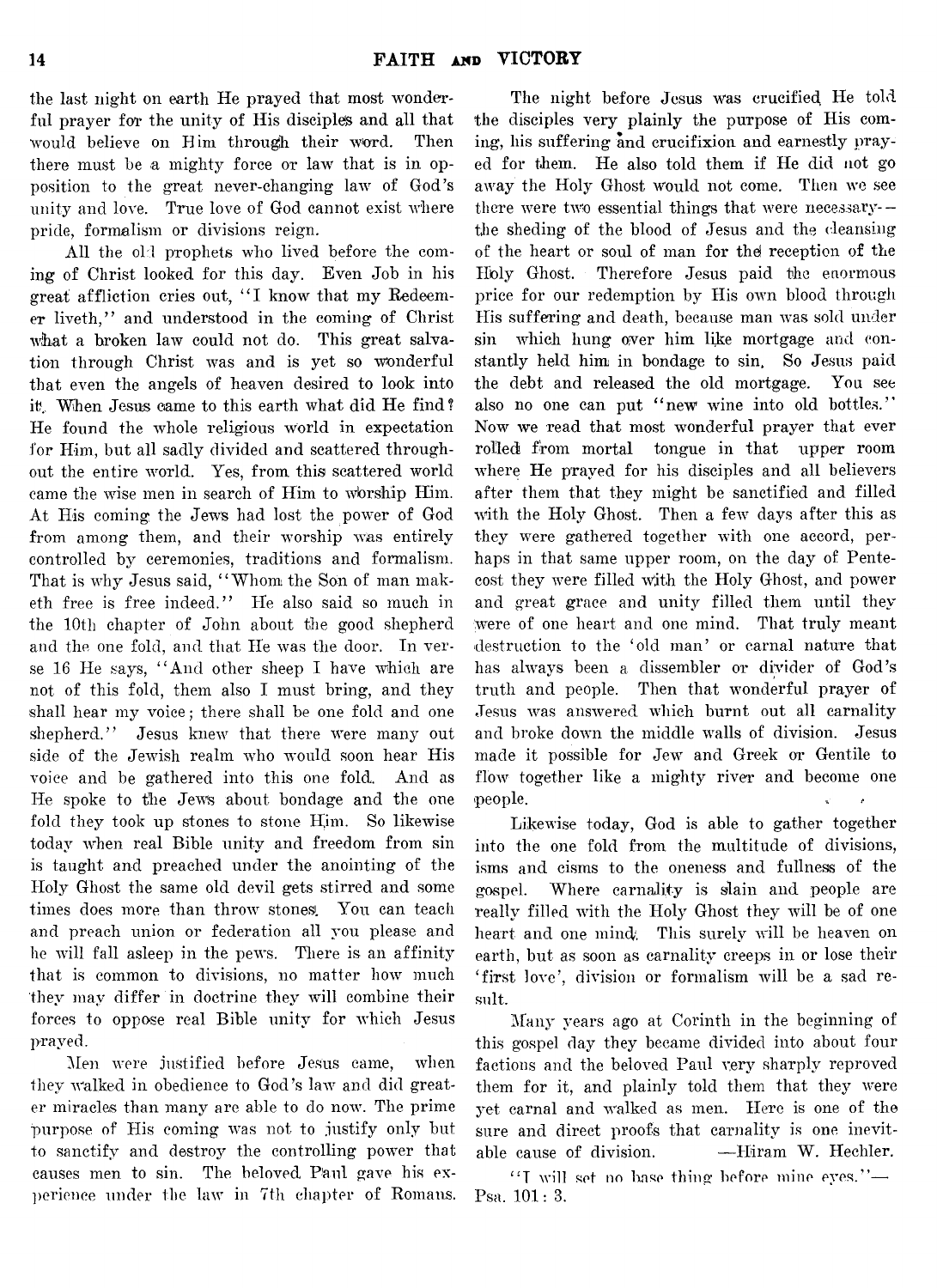the last night on earth He prayed that most wonderful prayer for the unity of His disciples and all that would believe on Him through their word. Then there must be a mighty force or law that is in opposition to the great never-changing law of God's unity and love. True love of God cannot exist where pride, formalism or divisions reign.

All the old prophets who lived before the coming of Christ looked for this day. Even Job in his great affliction cries out, "I know that my Redeemer liveth," and understood in the coming of Christ what a broken law could not do. This great salvation through Christ was and is yet so wonderful that even the angels of heaven desired to look into it. When Jesus came to this earth what did He find? He found the whole religious world in expectation for Him, but all sadly divided and scattered throughout the entire world. Yes, from this scattered world came the wise men in search of Him to worship Him. At His coming the Jews had lost the power of God from among them, and their worship was entirely controlled by ceremonies, traditions and formalism. That is why Jesus said, "Whom the Son of man maketh free is free indeed." He also said so much in the 10th chapter of John about the good shepherd and the one fold, and that He was the door. In verse 16 He says, "And other sheep I have which are not of this fold, them also I must bring, and they shall hear my voice; there shall be one fold and one shepherd." Jesus knew that there were many out side of the Jewish realm who would soon hear His voice and be gathered into this one fold. And as He spoke to the Jews about bondage and the one fold they took up stones to stone Him. So likewise today when real Bible unity and freedom from sin is taught and preached under the anointing of the Holy Ghost the same old devil gets stirred and some times does more than throw stones. You can teach and preach union or federation all you please and he will fall asleep in the pews. There is an affinity that is common to divisions, no matter how much they may differ in doctrine they will combine their forces to oppose real Bible unity for which Jesus prayed.

Men were justified before Jesus came, when they walked in obedience to God's law and did greater miracles than many are able to do now. The prime purpose of His coming was not to justify only but to sanctify and destroy the controlling power that causes men to sin. The beloved Paul gave his experience under the law in 7th chapter of Romans.

The night before Jesus was crucified He told the disciples very plainly the purpose of His coming, his suffering and crucifixion and earnestly prayed for them. He also told them if He did not go away the Holy Ghost would not come. Then we see there were two essential things that were necessary—the sheding of the blood of Jesus and the cleansing of the heart or soul of man for the reception of the Holy Ghost. Therefore Jesus paid the enormous price for our redemption by His own blood through His suffering and death, because man was sold under sin which hung over him like mortgage and constantly held him in bondage to sin. So Jesus paid the debt and released the old mortgage. You see also no one can put "new wine into old bottles." Now we read that most wonderful prayer that ever rolled from mortal tongue in that upper room where He prayed for his disciples and all believers after them that they might be sanctified and filled with the Holy Ghost. Then a few days after this as they were gathered together with one accord, perhaps in that same upper room, on the day of Pentecost they were filled with the Holy Ghost, and power and great grace and unity filled them until they were of one heart and one mind. That truly meant destruction to the 'old man' or carnal nature that has always been a dissembler or divider of God's truth and people. Then that wonderful prayer of Jesus was answered which burnt out all carnality and broke down the middle walls of division. Jesus made it possible for Jew and Greek or Gentile to flow together like a mighty river and become one people.

Likewise today, God is able to gather together into the one fold from the multitude of divisions, isms and cisms to the oneness and fullness of the gospel. Where carnality is slain and people are really filled with the Holy Ghost they will be of one heart and one mind. This surely will be heaven on earth, but as soon as carnality creeps in or lose their 'first love', division or formalism will be a sad result.

Many years ago at Corinth in the beginning of this gospel day they became divided into about four factions and the beloved Paul very sharply reproved them for it, and plainly told them that they were yet carnal and walked as men. Here is one of the sure and direct proofs that carnality is one inevitable cause of division. —Hiram W. Hechler.

"I will set no base thing before mine eyes."—Psa. 101: 3.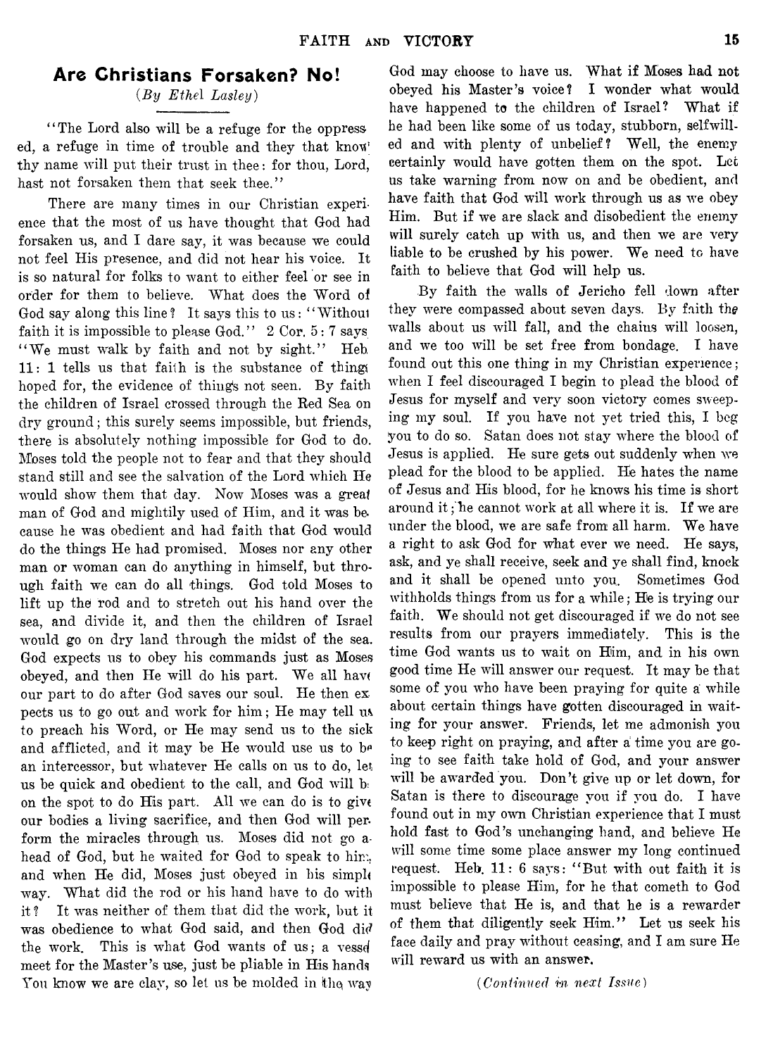## Are Christians Forsaken? No!

*(By Ethel Lasley)*

"The Lord also will be a refuge for the oppressed, a refuge in time of trouble and they that know thy name will put their trust in thee: for thou, Lord, hast not forsaken them that seek thee."

There are many times in our Christian experience that the most of us have thought that God had forsaken us, and I dare say, it was because we could not feel His presence, and did not hear his voice. It is so natural for folks to want to either feel or see in order for them to believe. What does the Word of God say along this line? It says this to us: "Without faith it is impossible to please God." 2 Cor. 5: 7 says "We must walk by faith and not by sight." Heb. 11: 1 tells us that faith is the substance of things hoped for, the evidence of things not seen. By faith the children of Israel crossed through the Red Sea on dry ground; this surely seems impossible, but friends, there is absolutely nothing impossible for God to do. Moses told the people not to fear and that they should stand still and see the salvation of the Lord which He would show them that day. Now Moses was a great man of God and mightily used of Him, and it was because he was obedient and had faith that God would do the things He had promised. Moses nor any other man or woman can do anything in himself, but through faith we can do all things. God told Moses to lift up the rod and to stretch out his hand over the sea, and divide it, and then the children of Israel would go on dry land through the midst of the sea. God expects us to obey his commands just as Moses obeyed, and then He will do his part. We all have our part to do after God saves our soul. He then expects us to go out and work for him; He may tell us to preach his Word, or He may send us to the sick and afflicted, and it may be He would use us to be an intercessor, but whatever He calls on us to do, let us be quick and obedient to the call, and God will be on the spot to do His part. All we can do is to give our bodies a living sacrifice, and then God will perform the miracles through us. Moses did not go ahead of God, but he waited for God to speak to him, and when He did, Moses just obeyed in his simple way. What did the rod or his hand have to do with it? It was neither of them that did the work, but it was obedience to what God said, and then God did the work. This is what God wants of us; a vessel meet for the Master's use, just be pliable in His hands. You know we are clay, so let us be molded in the way God may choose to have us. What if Moses had not obeyed his Master's voice? I wonder what would have happened to the children of Israel? What if he had been like some of us today, stubborn, selfwilled and with plenty of unbelief? Well, the enemy certainly would have gotten them on the spot. Let us take warning from now on and be obedient, and have faith that God will work through us as we obey Him. But if we are slack and disobedient the enemy will surely catch up with us, and then we are very liable to be crushed by his power. We need to have faith to believe that God will help us.

By faith the walls of Jericho fell down after they were compassed about seven days. By faith the walls about us will fall, and the chains will loosen, and we too will be set free from bondage. I have found out this one thing in my Christian experience; when I feel discouraged I begin to plead the blood of Jesus for myself and very soon victory comes sweeping my soul. If you have not yet tried this, I beg you to do so. Satan does not stay where the blood of Jesus is applied. He sure gets out suddenly when we plead for the blood to be applied. He hates the name of Jesus and His blood, for he knows his time is short around it; he cannot work at all where it is. If we are under the blood, we are safe from all harm. We have a right to ask God for what ever we need. He says, ask, and ye shall receive, seek and ye shall find, knock and it shall be opened unto you. Sometimes God withholds things from us for a while; He is trying our faith. We should not get discouraged if we do not see results from our prayers immediately. This is the time God wants us to wait on Him, and in his own good time He will answer our request. It may be that some of you who have been praying for quite a while about certain things have gotten discouraged in waiting for your answer. Friends, let me admonish you to keep right on praying, and after a time you are going to see faith take hold of God, and your answer will be awarded you. Don't give up or let down, for Satan is there to discourage you if you do. I have found out in my own Christian experience that I must hold fast to God's unchanging hand, and believe He will some time some place answer my long continued request. Heb. 11: 6 says: "But with out faith it is impossible to please Him, for he that cometh to God must believe that He is, and that he is a rewarder of them that diligently seek Him." Let us seek his face daily and pray without ceasing, and I am sure He will reward us with an answer.

*(Continued in next Issue)*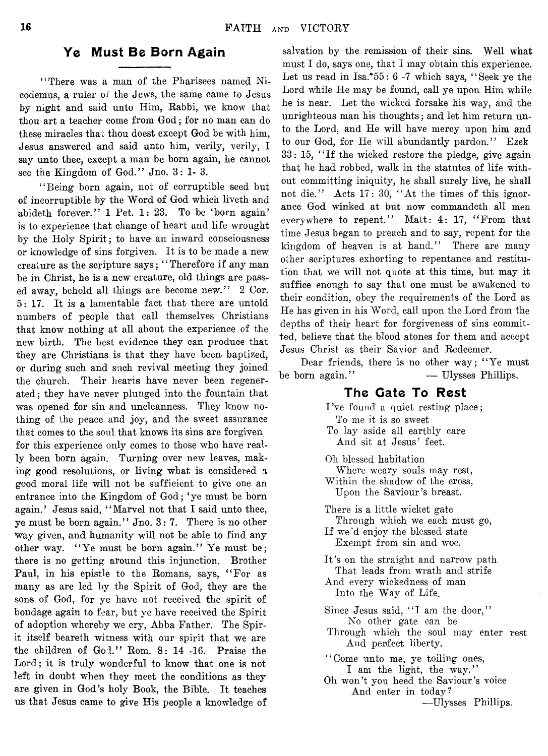## Ye Must Be Born Again

"There was a man of the Pharisees named Nicodemus, a ruler of the Jews, the same came to Jesus by night and said unto Him, Rabbi, we know that thou art a teacher come from God; for no man can do these miracles that thou doest except God be with him, Jesus answered and said unto him, verily, verily, I say unto thee, except a man be born again, he cannot see the Kingdom of God." Jno. 3: 1- 3.

"Being born again, not of corruptible seed but of incorruptible by the Word of God which liveth and abideth forever." 1 Pet. 1: 23. To be 'born again' is to experience that change of heart and life wrought by the Holy Spirit; to have an inward consciousness or knowledge of sins forgiven. It is to be made a new creature as the scripture says; "Therefore if any man be in Christ, he is a new creature, old things are passed away, behold all things are become new." 2 Cor. 5: 17. It is a lamentable fact that there are untold numbers of people that call themselves Christians that know nothing at all about the experience of the new birth. The best evidence they can produce that they are Christians is that they have been baptized, or during such and such revival meeting they joined the church. Their hearts have never been regenerated; they have never plunged into the fountain that was opened for sin and uncleanness. They know nothing of the peace and joy, and the sweet assurance that comes to the soul that knows its sins are forgiven, for this experience only comes to those who have really been born again. Turning over new leaves, making good resolutions, or living what is considered a good moral life will not be sufficient to give one an entrance into the Kingdom of God; 'ye must be born again.' Jesus said, "Marvel not that I said unto thee, ye must be born again." Jno. 3: 7. There is no other way given, and humanity will not be able to find any other way. "Ye must be born again." Ye must be; there is no getting around this injunction. Brother Paul, in his epistle to the Romans, says, "For as many as are led by the Spirit of God, they are the sons of God, for ye have not received the spirit of bondage again to fear, but ye have received the Spirit of adoption whereby we cry, Abba Father. The Spirit itself beareth witness with our spirit that we are the children of God." Rom. 8: 14 -16. Praise the Lord; it is truly wonderful to know that one is not left in doubt when they meet the conditions as they are given in God's holy Book, the Bible. It teaches us that Jesus came to give His people a knowledge of salvation by the remission of their sins. Well what must I do, says one, that I may obtain this experience. Let us read in Isa. 55: 6 -7 which says, "Seek ye the Lord while He may be found, call ye upon Him while he is near. Let the wicked forsake his way, and the unrighteous man his thoughts; and let him return unto the Lord, and He will have mercy upon him and to our God, for He will abundantly pardon." Ezek 33: 15, "If the wicked restore the pledge, give again that he had robbed, walk in the statutes of life without committing iniquity, he shall surely live, he shall not die." Acts 17: 30, "At the times of this ignorance God winked at but now commandeth all men everywhere to repent." Matt: 4: 17, "From that time Jesus began to preach and to say, repent for the kingdom of heaven is at hand." There are many other scriptures exhorting to repentance and restitution that we will not quote at this time, but may it suffice enough to say that one must be awakened to their condition, obey the requirements of the Lord as He has given in his Word, call upon the Lord from the depths of their heart for forgiveness of sins committed, believe that the blood atones for them and accept Jesus Christ as their Savior and Redeemer.

Dear friends, there is no other way; "Ye must be born again." — Ulysses Phillips.

## The Gate To Rest

I've found a quiet resting place;  
To me it is so sweet  
To lay aside all earthly care  
And sit at Jesus' feet.

Oh blessed habitation  
Where weary souls may rest,  
Within the shadow of the cross,  
Upon the Saviour's breast.

There is a little wicket gate  
Through which we each must go,  
If we'd enjoy the blessed state  
Exempt from sin and woe.

It's on the straight and narrow path  
That leads from wrath and strife  
And every wickedness of man  
Into the Way of Life.

Since Jesus said, "I am the door,"  
No other gate can be  
Through which the soul may enter rest  
And perfect liberty.

"Come unto me, ye toiling ones,  
I am the light, the way."  
Oh won't you heed the Saviour's voice  
And enter in today?

—Ulysses Phillips.